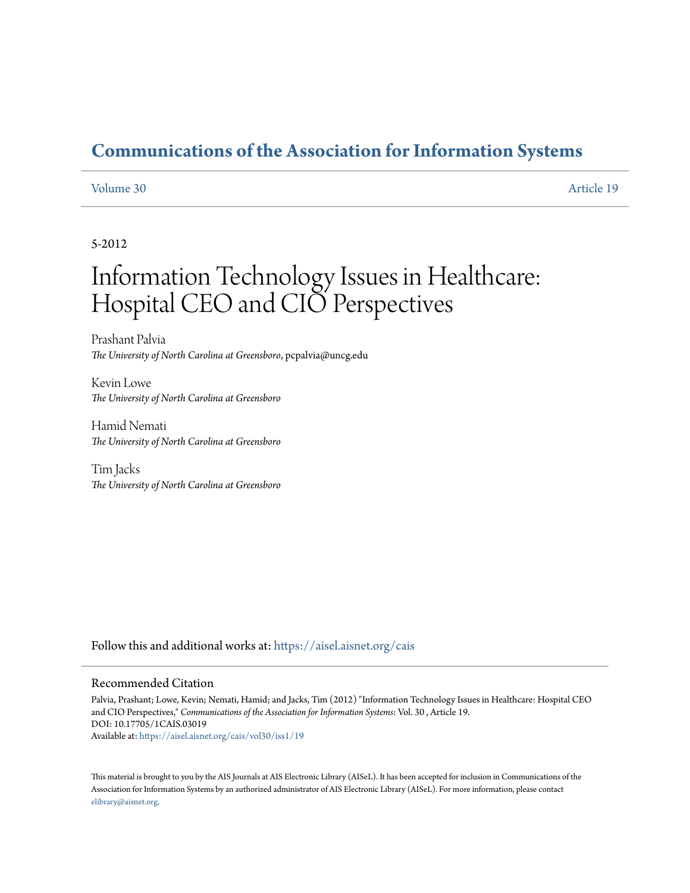# Communications of the Association for Information Systems

Volume 30 Article 19

5-2012

# Information Technology Issues in Healthcare: Hospital CEO and CIO Perspectives

Prashant Palvia
*The University of North Carolina at Greensboro*, pcpalvia@uncg.edu

Kevin Lowe
*The University of North Carolina at Greensboro*

Hamid Nemati
*The University of North Carolina at Greensboro*

Tim Jacks
*The University of North Carolina at Greensboro*

Follow this and additional works at: https://aisel.aisnet.org/cais

## Recommended Citation

Palvia, Prashant; Lowe, Kevin; Nemati, Hamid; and Jacks, Tim (2012) "Information Technology Issues in Healthcare: Hospital CEO and CIO Perspectives," *Communications of the Association for Information Systems*: Vol. 30 , Article 19.
DOI: 10.17705/1CAIS.03019
Available at: https://aisel.aisnet.org/cais/vol30/iss1/19

This material is brought to you by the AIS Journals at AIS Electronic Library (AISeL). It has been accepted for inclusion in Communications of the Association for Information Systems by an authorized administrator of AIS Electronic Library (AISeL). For more information, please contact elibrary@aisnet.org.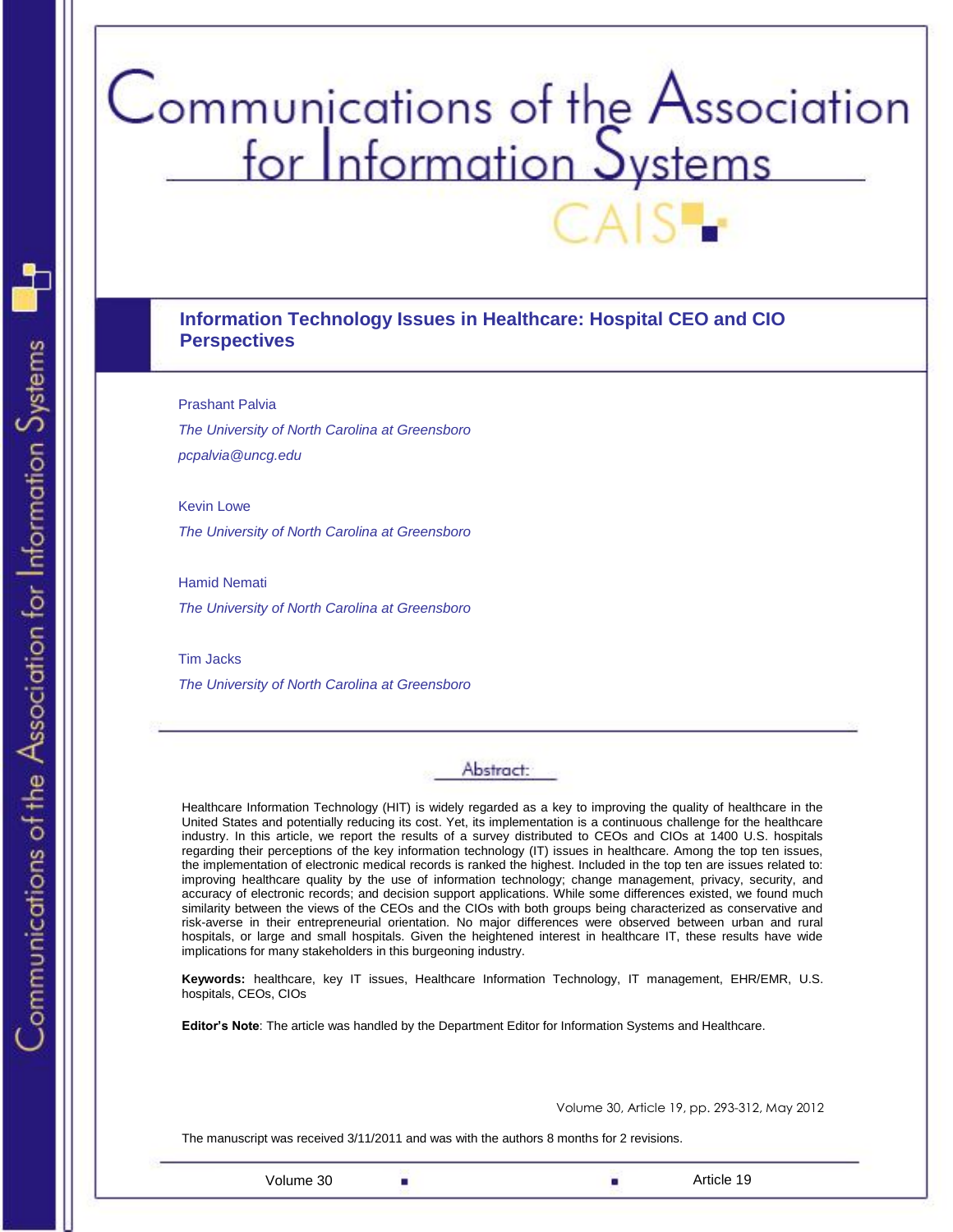# Information Technology Issues in Healthcare: Hospital CEO and CIO Perspectives

Prashant Palvia

*The University of North Carolina at Greensboro*

*pcpalvia@uncg.edu*

Kevin Lowe

*The University of North Carolina at Greensboro*

Hamid Nemati

*The University of North Carolina at Greensboro*

Tim Jacks

*The University of North Carolina at Greensboro*

## Abstract:

Healthcare Information Technology (HIT) is widely regarded as a key to improving the quality of healthcare in the United States and potentially reducing its cost. Yet, its implementation is a continuous challenge for the healthcare industry. In this article, we report the results of a survey distributed to CEOs and CIOs at 1400 U.S. hospitals regarding their perceptions of the key information technology (IT) issues in healthcare. Among the top ten issues, the implementation of electronic medical records is ranked the highest. Included in the top ten are issues related to: improving healthcare quality by the use of information technology; change management, privacy, security, and accuracy of electronic records; and decision support applications. While some differences existed, we found much similarity between the views of the CEOs and the CIOs with both groups being characterized as conservative and risk-averse in their entrepreneurial orientation. No major differences were observed between urban and rural hospitals, or large and small hospitals. Given the heightened interest in healthcare IT, these results have wide implications for many stakeholders in this burgeoning industry.

**Keywords:** healthcare, key IT issues, Healthcare Information Technology, IT management, EHR/EMR, U.S. hospitals, CEOs, CIOs

**Editor's Note**: The article was handled by the Department Editor for Information Systems and Healthcare.

Volume 30, Article 19, pp. 293-312, May 2012

The manuscript was received 3/11/2011 and was with the authors 8 months for 2 revisions.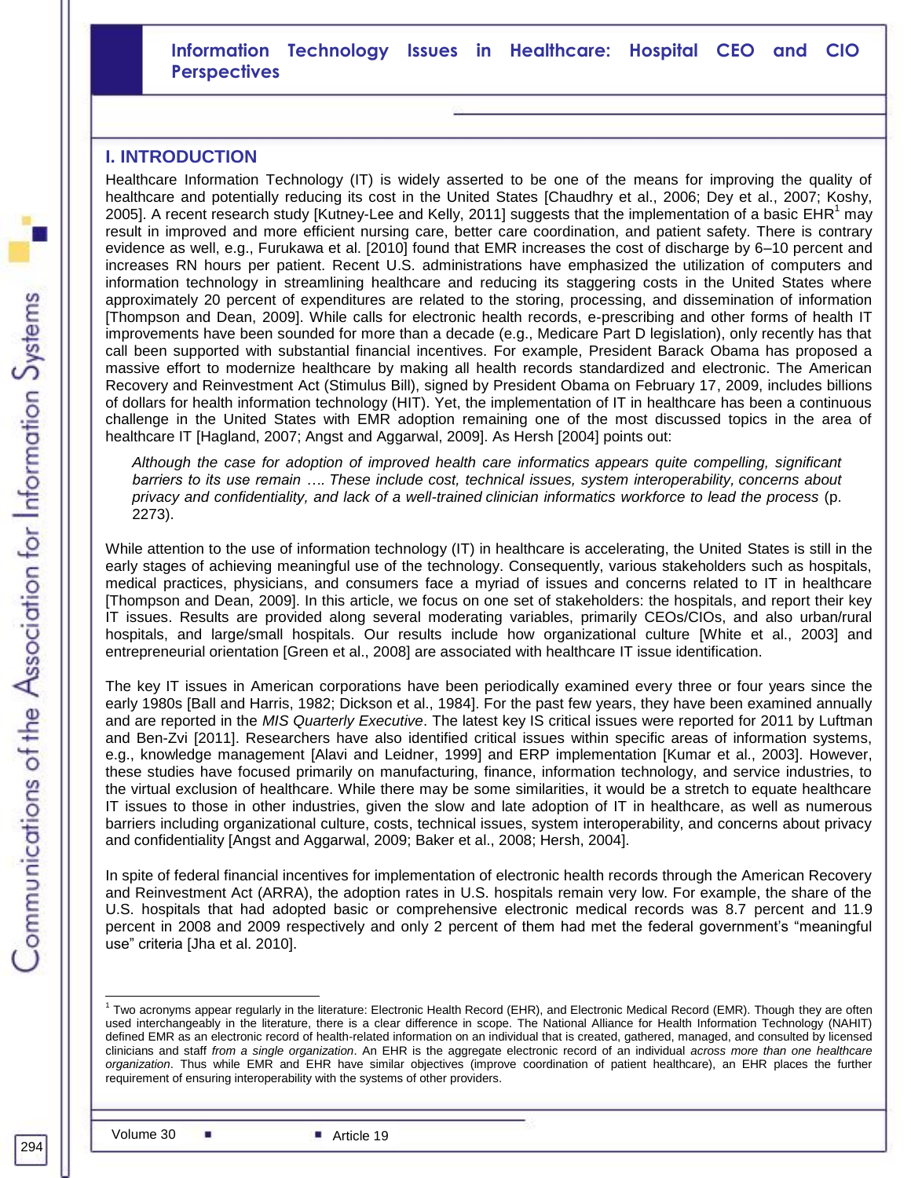## I. INTRODUCTION

Healthcare Information Technology (IT) is widely asserted to be one of the means for improving the quality of healthcare and potentially reducing its cost in the United States [Chaudhry et al., 2006; Dey et al., 2007; Koshy, 2005]. A recent research study [Kutney-Lee and Kelly, 2011] suggests that the implementation of a basic EHR[1] may result in improved and more efficient nursing care, better care coordination, and patient safety. There is contrary evidence as well, e.g., Furukawa et al. [2010] found that EMR increases the cost of discharge by 6–10 percent and increases RN hours per patient. Recent U.S. administrations have emphasized the utilization of computers and information technology in streamlining healthcare and reducing its staggering costs in the United States where approximately 20 percent of expenditures are related to the storing, processing, and dissemination of information [Thompson and Dean, 2009]. While calls for electronic health records, e-prescribing and other forms of health IT improvements have been sounded for more than a decade (e.g., Medicare Part D legislation), only recently has that call been supported with substantial financial incentives. For example, President Barack Obama has proposed a massive effort to modernize healthcare by making all health records standardized and electronic. The American Recovery and Reinvestment Act (Stimulus Bill), signed by President Obama on February 17, 2009, includes billions of dollars for health information technology (HIT). Yet, the implementation of IT in healthcare has been a continuous challenge in the United States with EMR adoption remaining one of the most discussed topics in the area of healthcare IT [Hagland, 2007; Angst and Aggarwal, 2009]. As Hersh [2004] points out:

> *Although the case for adoption of improved health care informatics appears quite compelling, significant barriers to its use remain …. These include cost, technical issues, system interoperability, concerns about privacy and confidentiality, and lack of a well-trained clinician informatics workforce to lead the process* (p. 2273).

While attention to the use of information technology (IT) in healthcare is accelerating, the United States is still in the early stages of achieving meaningful use of the technology. Consequently, various stakeholders such as hospitals, medical practices, physicians, and consumers face a myriad of issues and concerns related to IT in healthcare [Thompson and Dean, 2009]. In this article, we focus on one set of stakeholders: the hospitals, and report their key IT issues. Results are provided along several moderating variables, primarily CEOs/CIOs, and also urban/rural hospitals, and large/small hospitals. Our results include how organizational culture [White et al., 2003] and entrepreneurial orientation [Green et al., 2008] are associated with healthcare IT issue identification.

The key IT issues in American corporations have been periodically examined every three or four years since the early 1980s [Ball and Harris, 1982; Dickson et al., 1984]. For the past few years, they have been examined annually and are reported in the *MIS Quarterly Executive*. The latest key IS critical issues were reported for 2011 by Luftman and Ben-Zvi [2011]. Researchers have also identified critical issues within specific areas of information systems, e.g., knowledge management [Alavi and Leidner, 1999] and ERP implementation [Kumar et al., 2003]. However, these studies have focused primarily on manufacturing, finance, information technology, and service industries, to the virtual exclusion of healthcare. While there may be some similarities, it would be a stretch to equate healthcare IT issues to those in other industries, given the slow and late adoption of IT in healthcare, as well as numerous barriers including organizational culture, costs, technical issues, system interoperability, and concerns about privacy and confidentiality [Angst and Aggarwal, 2009; Baker et al., 2008; Hersh, 2004].

In spite of federal financial incentives for implementation of electronic health records through the American Recovery and Reinvestment Act (ARRA), the adoption rates in U.S. hospitals remain very low. For example, the share of the U.S. hospitals that had adopted basic or comprehensive electronic medical records was 8.7 percent and 11.9 percent in 2008 and 2009 respectively and only 2 percent of them had met the federal government's "meaningful use" criteria [Jha et al. 2010].

---

[1] Two acronyms appear regularly in the literature: Electronic Health Record (EHR), and Electronic Medical Record (EMR). Though they are often used interchangeably in the literature, there is a clear difference in scope. The National Alliance for Health Information Technology (NAHIT) defined EMR as an electronic record of health-related information on an individual that is created, gathered, managed, and consulted by licensed clinicians and staff *from a single organization*. An EHR is the aggregate electronic record of an individual *across more than one healthcare organization*. Thus while EMR and EHR have similar objectives (improve coordination of patient healthcare), an EHR places the further requirement of ensuring interoperability with the systems of other providers.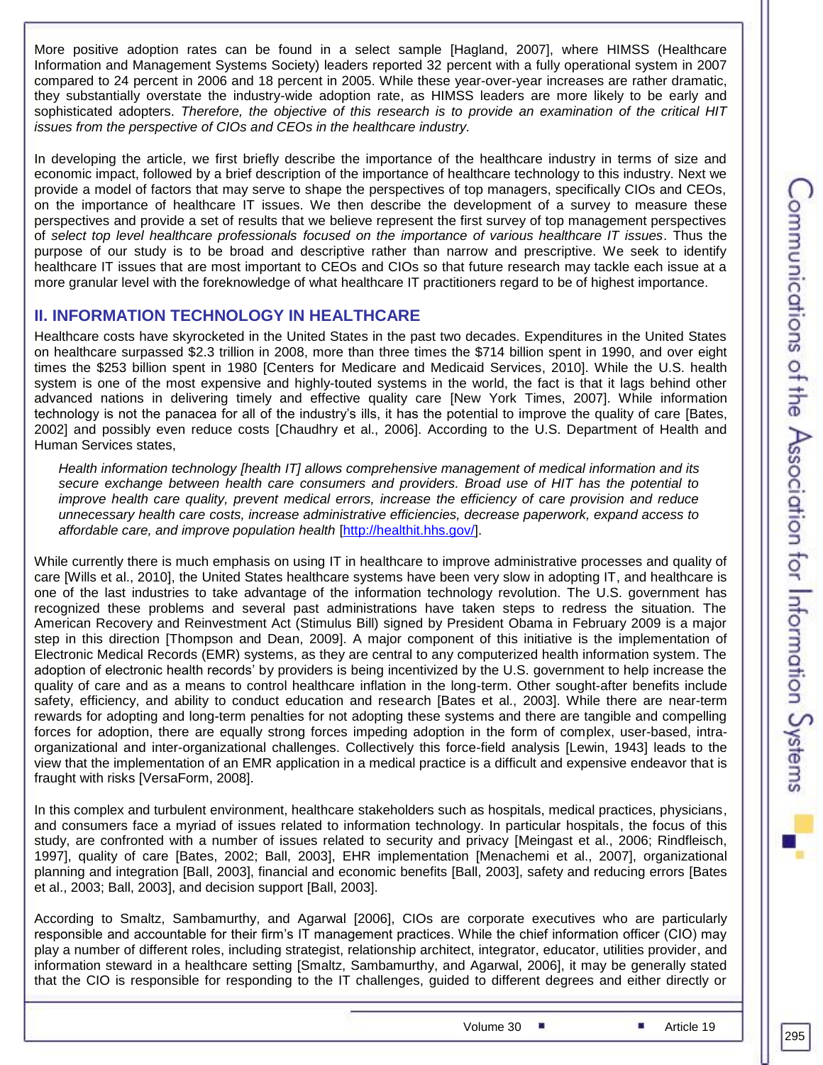More positive adoption rates can be found in a select sample [Hagland, 2007], where HIMSS (Healthcare Information and Management Systems Society) leaders reported 32 percent with a fully operational system in 2007 compared to 24 percent in 2006 and 18 percent in 2005. While these year-over-year increases are rather dramatic, they substantially overstate the industry-wide adoption rate, as HIMSS leaders are more likely to be early and sophisticated adopters. *Therefore, the objective of this research is to provide an examination of the critical HIT issues from the perspective of CIOs and CEOs in the healthcare industry.*

In developing the article, we first briefly describe the importance of the healthcare industry in terms of size and economic impact, followed by a brief description of the importance of healthcare technology to this industry. Next we provide a model of factors that may serve to shape the perspectives of top managers, specifically CIOs and CEOs, on the importance of healthcare IT issues. We then describe the development of a survey to measure these perspectives and provide a set of results that we believe represent the first survey of top management perspectives of *select top level healthcare professionals focused on the importance of various healthcare IT issues*. Thus the purpose of our study is to be broad and descriptive rather than narrow and prescriptive. We seek to identify healthcare IT issues that are most important to CEOs and CIOs so that future research may tackle each issue at a more granular level with the foreknowledge of what healthcare IT practitioners regard to be of highest importance.

## II. INFORMATION TECHNOLOGY IN HEALTHCARE

Healthcare costs have skyrocketed in the United States in the past two decades. Expenditures in the United States on healthcare surpassed $2.3 trillion in 2008, more than three times the $714 billion spent in 1990, and over eight times the $253 billion spent in 1980 [Centers for Medicare and Medicaid Services, 2010]. While the U.S. health system is one of the most expensive and highly-touted systems in the world, the fact is that it lags behind other advanced nations in delivering timely and effective quality care [New York Times, 2007]. While information technology is not the panacea for all of the industry's ills, it has the potential to improve the quality of care [Bates, 2002] and possibly even reduce costs [Chaudhry et al., 2006]. According to the U.S. Department of Health and Human Services states,

> *Health information technology [health IT] allows comprehensive management of medical information and its secure exchange between health care consumers and providers. Broad use of HIT has the potential to improve health care quality, prevent medical errors, increase the efficiency of care provision and reduce unnecessary health care costs, increase administrative efficiencies, decrease paperwork, expand access to affordable care, and improve population health* [http://healthit.hhs.gov/].

While currently there is much emphasis on using IT in healthcare to improve administrative processes and quality of care [Wills et al., 2010], the United States healthcare systems have been very slow in adopting IT, and healthcare is one of the last industries to take advantage of the information technology revolution. The U.S. government has recognized these problems and several past administrations have taken steps to redress the situation. The American Recovery and Reinvestment Act (Stimulus Bill) signed by President Obama in February 2009 is a major step in this direction [Thompson and Dean, 2009]. A major component of this initiative is the implementation of Electronic Medical Records (EMR) systems, as they are central to any computerized health information system. The adoption of electronic health records' by providers is being incentivized by the U.S. government to help increase the quality of care and as a means to control healthcare inflation in the long-term. Other sought-after benefits include safety, efficiency, and ability to conduct education and research [Bates et al., 2003]. While there are near-term rewards for adopting and long-term penalties for not adopting these systems and there are tangible and compelling forces for adoption, there are equally strong forces impeding adoption in the form of complex, user-based, intra-organizational and inter-organizational challenges. Collectively this force-field analysis [Lewin, 1943] leads to the view that the implementation of an EMR application in a medical practice is a difficult and expensive endeavor that is fraught with risks [VersaForm, 2008].

In this complex and turbulent environment, healthcare stakeholders such as hospitals, medical practices, physicians, and consumers face a myriad of issues related to information technology. In particular hospitals, the focus of this study, are confronted with a number of issues related to security and privacy [Meingast et al., 2006; Rindfleisch, 1997], quality of care [Bates, 2002; Ball, 2003], EHR implementation [Menachemi et al., 2007], organizational planning and integration [Ball, 2003], financial and economic benefits [Ball, 2003], safety and reducing errors [Bates et al., 2003; Ball, 2003], and decision support [Ball, 2003].

According to Smaltz, Sambamurthy, and Agarwal [2006], CIOs are corporate executives who are particularly responsible and accountable for their firm's IT management practices. While the chief information officer (CIO) may play a number of different roles, including strategist, relationship architect, integrator, educator, utilities provider, and information steward in a healthcare setting [Smaltz, Sambamurthy, and Agarwal, 2006], it may be generally stated that the CIO is responsible for responding to the IT challenges, guided to different degrees and either directly or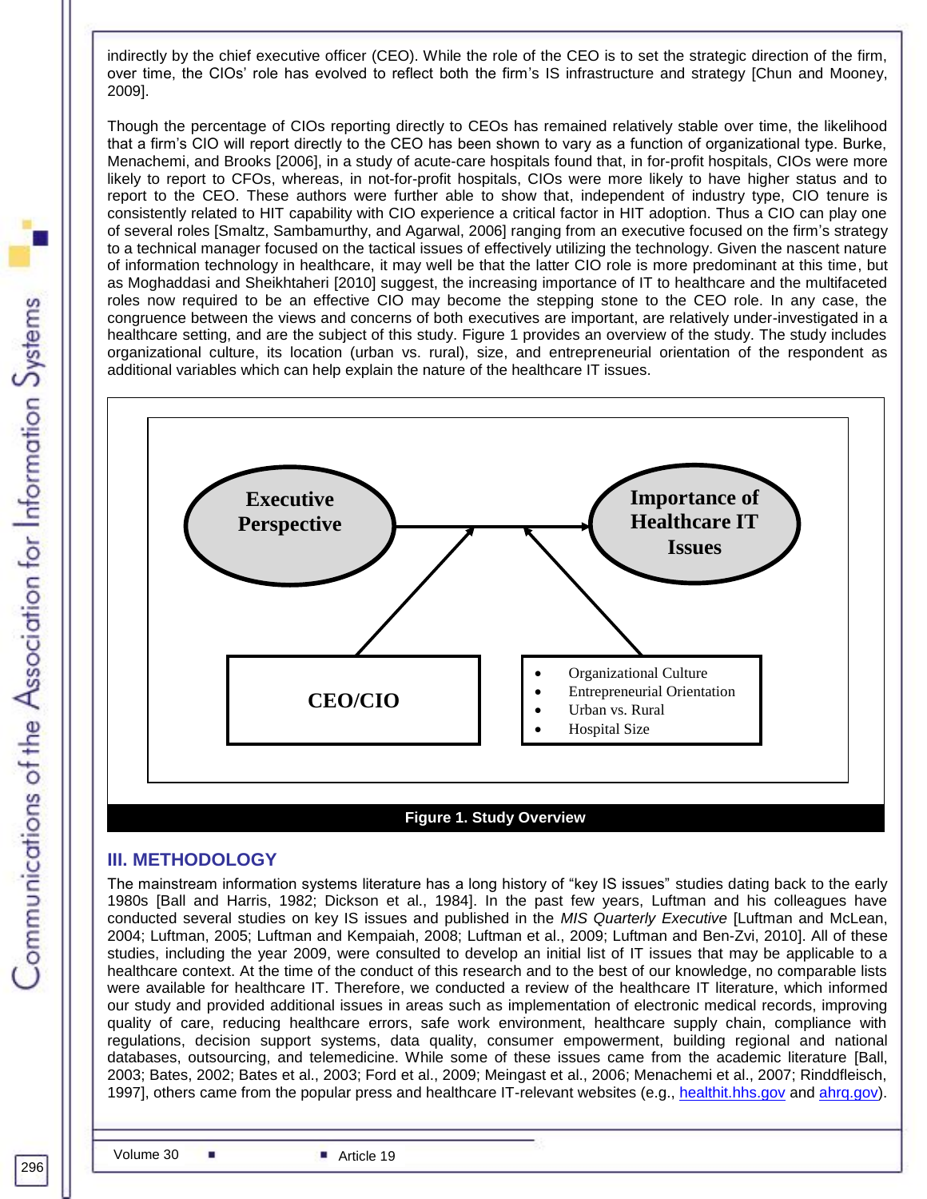indirectly by the chief executive officer (CEO). While the role of the CEO is to set the strategic direction of the firm, over time, the CIOs' role has evolved to reflect both the firm's IS infrastructure and strategy [Chun and Mooney, 2009].

Though the percentage of CIOs reporting directly to CEOs has remained relatively stable over time, the likelihood that a firm's CIO will report directly to the CEO has been shown to vary as a function of organizational type. Burke, Menachemi, and Brooks [2006], in a study of acute-care hospitals found that, in for-profit hospitals, CIOs were more likely to report to CFOs, whereas, in not-for-profit hospitals, CIOs were more likely to have higher status and to report to the CEO. These authors were further able to show that, independent of industry type, CIO tenure is consistently related to HIT capability with CIO experience a critical factor in HIT adoption. Thus a CIO can play one of several roles [Smaltz, Sambamurthy, and Agarwal, 2006] ranging from an executive focused on the firm's strategy to a technical manager focused on the tactical issues of effectively utilizing the technology. Given the nascent nature of information technology in healthcare, it may well be that the latter CIO role is more predominant at this time, but as Moghaddasi and Sheikhtaheri [2010] suggest, the increasing importance of IT to healthcare and the multifaceted roles now required to be an effective CIO may become the stepping stone to the CEO role. In any case, the congruence between the views and concerns of both executives are important, are relatively under-investigated in a healthcare setting, and are the subject of this study. Figure 1 provides an overview of the study. The study includes organizational culture, its location (urban vs. rural), size, and entrepreneurial orientation of the respondent as additional variables which can help explain the nature of the healthcare IT issues.

Executive Perspective → Importance of Healthcare IT Issues

CEO/CIO

- Organizational Culture
- Entrepreneurial Orientation
- Urban vs. Rural
- Hospital Size

**Figure 1. Study Overview**

## III. METHODOLOGY

The mainstream information systems literature has a long history of "key IS issues" studies dating back to the early 1980s [Ball and Harris, 1982; Dickson et al., 1984]. In the past few years, Luftman and his colleagues have conducted several studies on key IS issues and published in the *MIS Quarterly Executive* [Luftman and McLean, 2004; Luftman, 2005; Luftman and Kempaiah, 2008; Luftman et al., 2009; Luftman and Ben-Zvi, 2010]. All of these studies, including the year 2009, were consulted to develop an initial list of IT issues that may be applicable to a healthcare context. At the time of the conduct of this research and to the best of our knowledge, no comparable lists were available for healthcare IT. Therefore, we conducted a review of the healthcare IT literature, which informed our study and provided additional issues in areas such as implementation of electronic medical records, improving quality of care, reducing healthcare errors, safe work environment, healthcare supply chain, compliance with regulations, decision support systems, data quality, consumer empowerment, building regional and national databases, outsourcing, and telemedicine. While some of these issues came from the academic literature [Ball, 2003; Bates, 2002; Bates et al., 2003; Ford et al., 2009; Meingast et al., 2006; Menachemi et al., 2007; Rinddfleisch, 1997], others came from the popular press and healthcare IT-relevant websites (e.g., healthit.hhs.gov and ahrq.gov).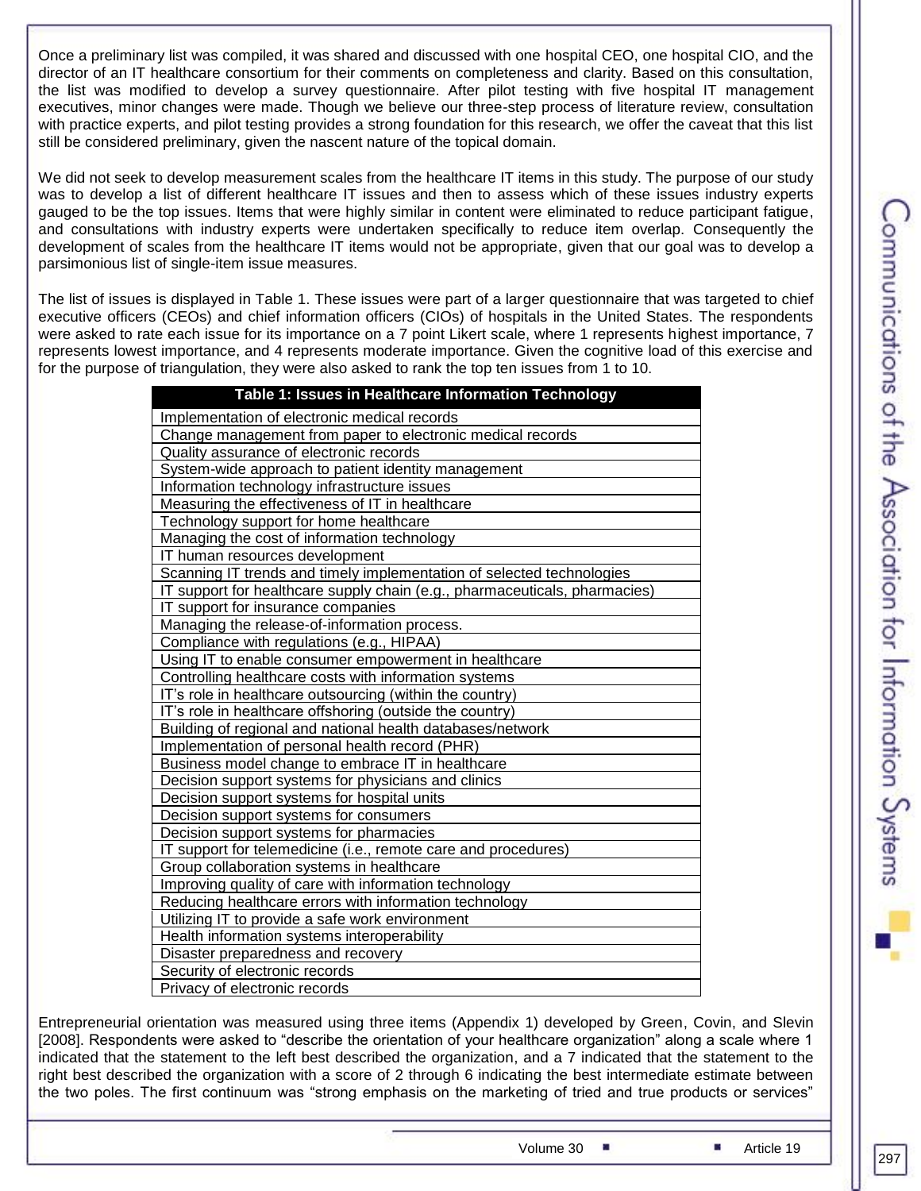Once a preliminary list was compiled, it was shared and discussed with one hospital CEO, one hospital CIO, and the director of an IT healthcare consortium for their comments on completeness and clarity. Based on this consultation, the list was modified to develop a survey questionnaire. After pilot testing with five hospital IT management executives, minor changes were made. Though we believe our three-step process of literature review, consultation with practice experts, and pilot testing provides a strong foundation for this research, we offer the caveat that this list still be considered preliminary, given the nascent nature of the topical domain.

We did not seek to develop measurement scales from the healthcare IT items in this study. The purpose of our study was to develop a list of different healthcare IT issues and then to assess which of these issues industry experts gauged to be the top issues. Items that were highly similar in content were eliminated to reduce participant fatigue, and consultations with industry experts were undertaken specifically to reduce item overlap. Consequently the development of scales from the healthcare IT items would not be appropriate, given that our goal was to develop a parsimonious list of single-item issue measures.

The list of issues is displayed in Table 1. These issues were part of a larger questionnaire that was targeted to chief executive officers (CEOs) and chief information officers (CIOs) of hospitals in the United States. The respondents were asked to rate each issue for its importance on a 7 point Likert scale, where 1 represents highest importance, 7 represents lowest importance, and 4 represents moderate importance. Given the cognitive load of this exercise and for the purpose of triangulation, they were also asked to rank the top ten issues from 1 to 10.

| Table 1: Issues in Healthcare Information Technology |
|---|
| Implementation of electronic medical records |
| Change management from paper to electronic medical records |
| Quality assurance of electronic records |
| System-wide approach to patient identity management |
| Information technology infrastructure issues |
| Measuring the effectiveness of IT in healthcare |
| Technology support for home healthcare |
| Managing the cost of information technology |
| IT human resources development |
| Scanning IT trends and timely implementation of selected technologies |
| IT support for healthcare supply chain (e.g., pharmaceuticals, pharmacies) |
| IT support for insurance companies |
| Managing the release-of-information process. |
| Compliance with regulations (e.g., HIPAA) |
| Using IT to enable consumer empowerment in healthcare |
| Controlling healthcare costs with information systems |
| IT's role in healthcare outsourcing (within the country) |
| IT's role in healthcare offshoring (outside the country) |
| Building of regional and national health databases/network |
| Implementation of personal health record (PHR) |
| Business model change to embrace IT in healthcare |
| Decision support systems for physicians and clinics |
| Decision support systems for hospital units |
| Decision support systems for consumers |
| Decision support systems for pharmacies |
| IT support for telemedicine (i.e., remote care and procedures) |
| Group collaboration systems in healthcare |
| Improving quality of care with information technology |
| Reducing healthcare errors with information technology |
| Utilizing IT to provide a safe work environment |
| Health information systems interoperability |
| Disaster preparedness and recovery |
| Security of electronic records |
| Privacy of electronic records |

Entrepreneurial orientation was measured using three items (Appendix 1) developed by Green, Covin, and Slevin [2008]. Respondents were asked to "describe the orientation of your healthcare organization" along a scale where 1 indicated that the statement to the left best described the organization, and a 7 indicated that the statement to the right best described the organization with a score of 2 through 6 indicating the best intermediate estimate between the two poles. The first continuum was "strong emphasis on the marketing of tried and true products or services"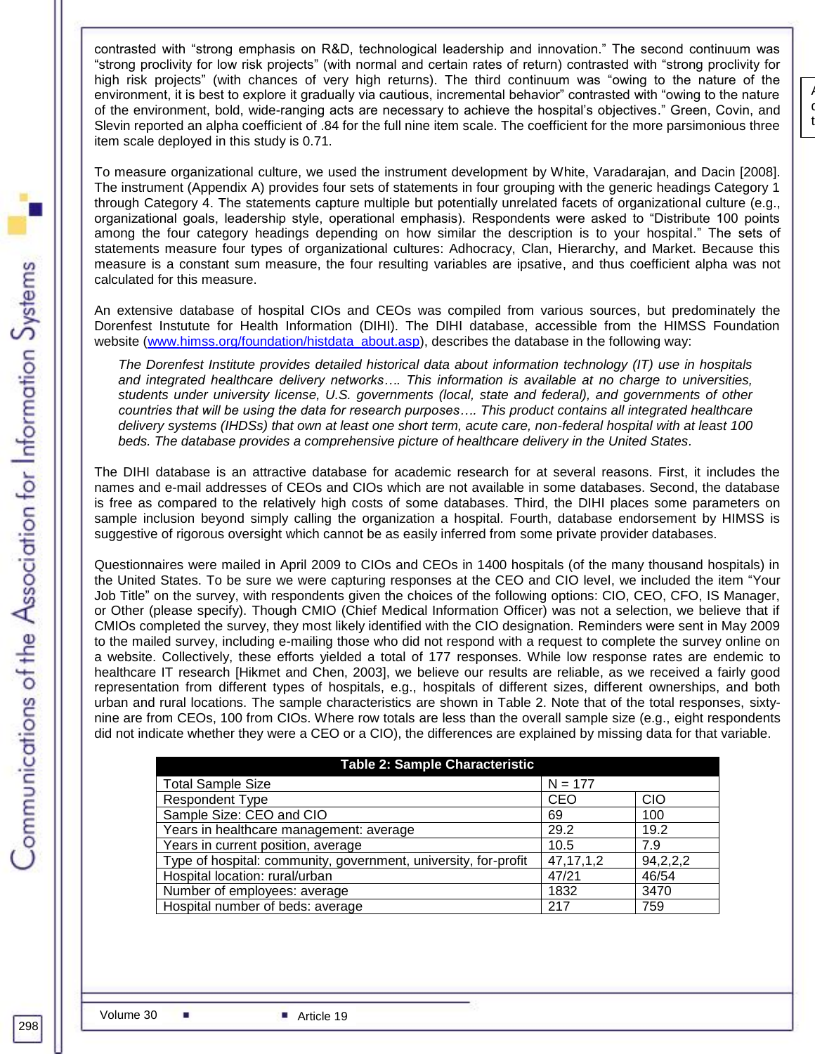contrasted with "strong emphasis on R&D, technological leadership and innovation." The second continuum was "strong proclivity for low risk projects" (with normal and certain rates of return) contrasted with "strong proclivity for high risk projects" (with chances of very high returns). The third continuum was "owing to the nature of the environment, it is best to explore it gradually via cautious, incremental behavior" contrasted with "owing to the nature of the environment, bold, wide-ranging acts are necessary to achieve the hospital's objectives." Green, Covin, and Slevin reported an alpha coefficient of .84 for the full nine item scale. The coefficient for the more parsimonious three item scale deployed in this study is 0.71.

To measure organizational culture, we used the instrument development by White, Varadarajan, and Dacin [2008]. The instrument (Appendix A) provides four sets of statements in four grouping with the generic headings Category 1 through Category 4. The statements capture multiple but potentially unrelated facets of organizational culture (e.g., organizational goals, leadership style, operational emphasis). Respondents were asked to "Distribute 100 points among the four category headings depending on how similar the description is to your hospital." The sets of statements measure four types of organizational cultures: Adhocracy, Clan, Hierarchy, and Market. Because this measure is a constant sum measure, the four resulting variables are ipsative, and thus coefficient alpha was not calculated for this measure.

An extensive database of hospital CIOs and CEOs was compiled from various sources, but predominately the Dorenfest Instutute for Health Information (DIHI). The DIHI database, accessible from the HIMSS Foundation website (www.himss.org/foundation/histdata_about.asp), describes the database in the following way:

> *The Dorenfest Institute provides detailed historical data about information technology (IT) use in hospitals and integrated healthcare delivery networks…. This information is available at no charge to universities, students under university license, U.S. governments (local, state and federal), and governments of other countries that will be using the data for research purposes…. This product contains all integrated healthcare delivery systems (IHDSs) that own at least one short term, acute care, non-federal hospital with at least 100 beds. The database provides a comprehensive picture of healthcare delivery in the United States.*

The DIHI database is an attractive database for academic research for at several reasons. First, it includes the names and e-mail addresses of CEOs and CIOs which are not available in some databases. Second, the database is free as compared to the relatively high costs of some databases. Third, the DIHI places some parameters on sample inclusion beyond simply calling the organization a hospital. Fourth, database endorsement by HIMSS is suggestive of rigorous oversight which cannot be as easily inferred from some private provider databases.

Questionnaires were mailed in April 2009 to CIOs and CEOs in 1400 hospitals (of the many thousand hospitals) in the United States. To be sure we were capturing responses at the CEO and CIO level, we included the item "Your Job Title" on the survey, with respondents given the choices of the following options: CIO, CEO, CFO, IS Manager, or Other (please specify). Though CMIO (Chief Medical Information Officer) was not a selection, we believe that if CMIOs completed the survey, they most likely identified with the CIO designation. Reminders were sent in May 2009 to the mailed survey, including e-mailing those who did not respond with a request to complete the survey online on a website. Collectively, these efforts yielded a total of 177 responses. While low response rates are endemic to healthcare IT research [Hikmet and Chen, 2003], we believe our results are reliable, as we received a fairly good representation from different types of hospitals, e.g., hospitals of different sizes, different ownerships, and both urban and rural locations. The sample characteristics are shown in Table 2. Note that of the total responses, sixty-nine are from CEOs, 100 from CIOs. Where row totals are less than the overall sample size (e.g., eight respondents did not indicate whether they were a CEO or a CIO), the differences are explained by missing data for that variable.

**Table 2: Sample Characteristic**

| | | |
|---|---|---|
| Total Sample Size | N = 177 | |
| Respondent Type | CEO | CIO |
| Sample Size: CEO and CIO | 69 | 100 |
| Years in healthcare management: average | 29.2 | 19.2 |
| Years in current position, average | 10.5 | 7.9 |
| Type of hospital: community, government, university, for-profit | 47,17,1,2 | 94,2,2,2 |
| Hospital location: rural/urban | 47/21 | 46/54 |
| Number of employees: average | 1832 | 3470 |
| Hospital number of beds: average | 217 | 759 |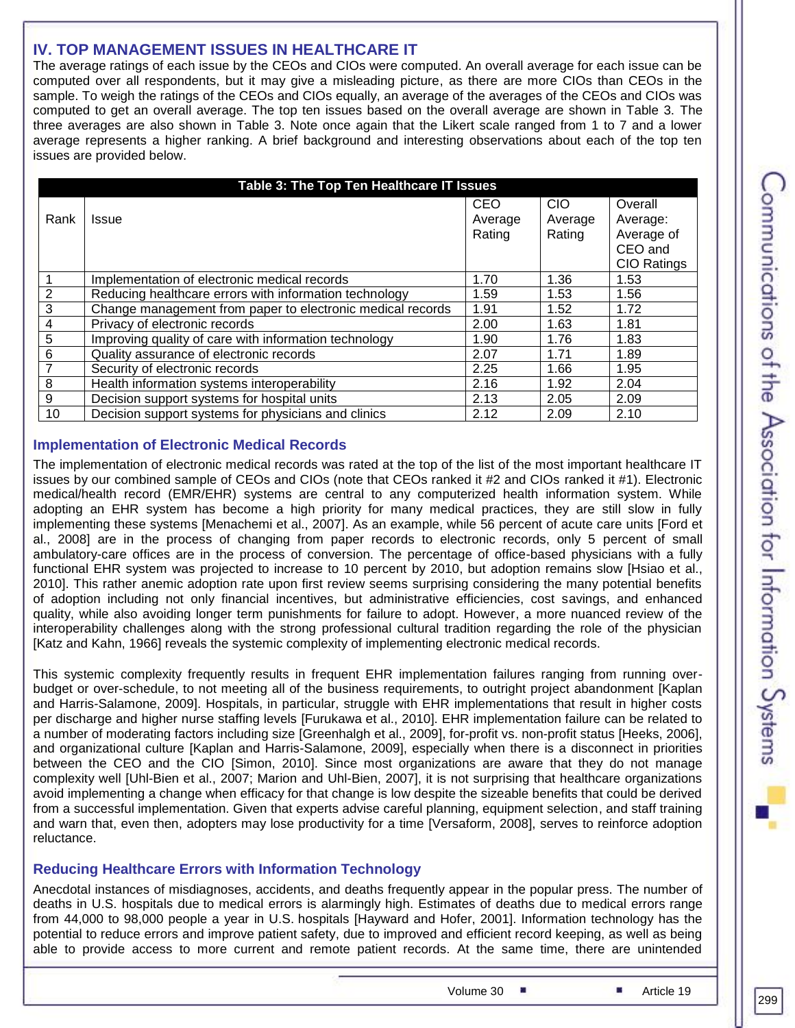## IV. TOP MANAGEMENT ISSUES IN HEALTHCARE IT

The average ratings of each issue by the CEOs and CIOs were computed. An overall average for each issue can be computed over all respondents, but it may give a misleading picture, as there are more CIOs than CEOs in the sample. To weigh the ratings of the CEOs and CIOs equally, an average of the averages of the CEOs and CIOs was computed to get an overall average. The top ten issues based on the overall average are shown in Table 3. The three averages are also shown in Table 3. Note once again that the Likert scale ranged from 1 to 7 and a lower average represents a higher ranking. A brief background and interesting observations about each of the top ten issues are provided below.

**Table 3: The Top Ten Healthcare IT Issues**

| Rank | Issue | CEO Average Rating | CIO Average Rating | Overall Average: Average of CEO and CIO Ratings |
|---|---|---|---|---|
| 1 | Implementation of electronic medical records | 1.70 | 1.36 | 1.53 |
| 2 | Reducing healthcare errors with information technology | 1.59 | 1.53 | 1.56 |
| 3 | Change management from paper to electronic medical records | 1.91 | 1.52 | 1.72 |
| 4 | Privacy of electronic records | 2.00 | 1.63 | 1.81 |
| 5 | Improving quality of care with information technology | 1.90 | 1.76 | 1.83 |
| 6 | Quality assurance of electronic records | 2.07 | 1.71 | 1.89 |
| 7 | Security of electronic records | 2.25 | 1.66 | 1.95 |
| 8 | Health information systems interoperability | 2.16 | 1.92 | 2.04 |
| 9 | Decision support systems for hospital units | 2.13 | 2.05 | 2.09 |
| 10 | Decision support systems for physicians and clinics | 2.12 | 2.09 | 2.10 |

### Implementation of Electronic Medical Records

The implementation of electronic medical records was rated at the top of the list of the most important healthcare IT issues by our combined sample of CEOs and CIOs (note that CEOs ranked it #2 and CIOs ranked it #1). Electronic medical/health record (EMR/EHR) systems are central to any computerized health information system. While adopting an EHR system has become a high priority for many medical practices, they are still slow in fully implementing these systems [Menachemi et al., 2007]. As an example, while 56 percent of acute care units [Ford et al., 2008] are in the process of changing from paper records to electronic records, only 5 percent of small ambulatory-care offices are in the process of conversion. The percentage of office-based physicians with a fully functional EHR system was projected to increase to 10 percent by 2010, but adoption remains slow [Hsiao et al., 2010]. This rather anemic adoption rate upon first review seems surprising considering the many potential benefits of adoption including not only financial incentives, but administrative efficiencies, cost savings, and enhanced quality, while also avoiding longer term punishments for failure to adopt. However, a more nuanced review of the interoperability challenges along with the strong professional cultural tradition regarding the role of the physician [Katz and Kahn, 1966] reveals the systemic complexity of implementing electronic medical records.

This systemic complexity frequently results in frequent EHR implementation failures ranging from running over-budget or over-schedule, to not meeting all of the business requirements, to outright project abandonment [Kaplan and Harris-Salamone, 2009]. Hospitals, in particular, struggle with EHR implementations that result in higher costs per discharge and higher nurse staffing levels [Furukawa et al., 2010]. EHR implementation failure can be related to a number of moderating factors including size [Greenhalgh et al., 2009], for-profit vs. non-profit status [Heeks, 2006], and organizational culture [Kaplan and Harris-Salamone, 2009], especially when there is a disconnect in priorities between the CEO and the CIO [Simon, 2010]. Since most organizations are aware that they do not manage complexity well [Uhl-Bien et al., 2007; Marion and Uhl-Bien, 2007], it is not surprising that healthcare organizations avoid implementing a change when efficacy for that change is low despite the sizeable benefits that could be derived from a successful implementation. Given that experts advise careful planning, equipment selection, and staff training and warn that, even then, adopters may lose productivity for a time [Versaform, 2008], serves to reinforce adoption reluctance.

### Reducing Healthcare Errors with Information Technology

Anecdotal instances of misdiagnoses, accidents, and deaths frequently appear in the popular press. The number of deaths in U.S. hospitals due to medical errors is alarmingly high. Estimates of deaths due to medical errors range from 44,000 to 98,000 people a year in U.S. hospitals [Hayward and Hofer, 2001]. Information technology has the potential to reduce errors and improve patient safety, due to improved and efficient record keeping, as well as being able to provide access to more current and remote patient records. At the same time, there are unintended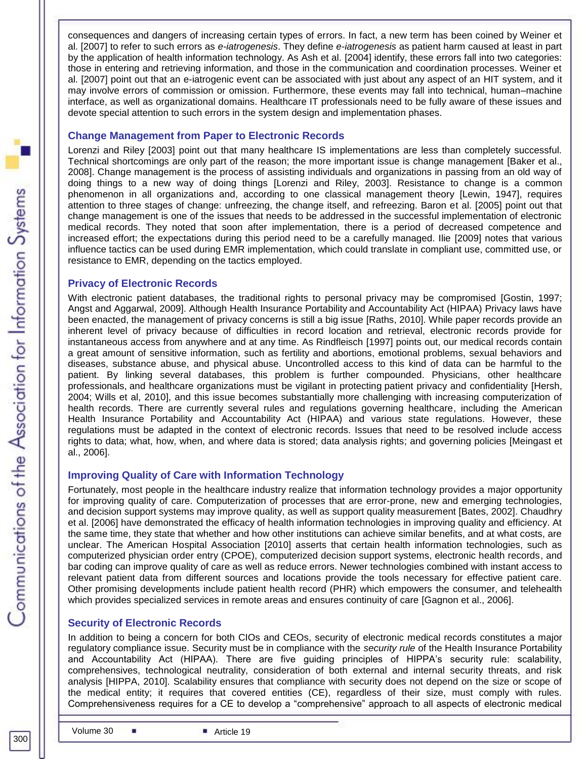consequences and dangers of increasing certain types of errors. In fact, a new term has been coined by Weiner et al. [2007] to refer to such errors as *e-iatrogenesis*. They define *e-iatrogenesis* as patient harm caused at least in part by the application of health information technology. As Ash et al. [2004] identify, these errors fall into two categories: those in entering and retrieving information, and those in the communication and coordination processes. Weiner et al. [2007] point out that an e-iatrogenic event can be associated with just about any aspect of an HIT system, and it may involve errors of commission or omission. Furthermore, these events may fall into technical, human–machine interface, as well as organizational domains. Healthcare IT professionals need to be fully aware of these issues and devote special attention to such errors in the system design and implementation phases.

### Change Management from Paper to Electronic Records

Lorenzi and Riley [2003] point out that many healthcare IS implementations are less than completely successful. Technical shortcomings are only part of the reason; the more important issue is change management [Baker et al., 2008]. Change management is the process of assisting individuals and organizations in passing from an old way of doing things to a new way of doing things [Lorenzi and Riley, 2003]. Resistance to change is a common phenomenon in all organizations and, according to one classical management theory [Lewin, 1947], requires attention to three stages of change: unfreezing, the change itself, and refreezing. Baron et al. [2005] point out that change management is one of the issues that needs to be addressed in the successful implementation of electronic medical records. They noted that soon after implementation, there is a period of decreased competence and increased effort; the expectations during this period need to be a carefully managed. Ilie [2009] notes that various influence tactics can be used during EMR implementation, which could translate in compliant use, committed use, or resistance to EMR, depending on the tactics employed.

### Privacy of Electronic Records

With electronic patient databases, the traditional rights to personal privacy may be compromised [Gostin, 1997; Angst and Aggarwal, 2009]. Although Health Insurance Portability and Accountability Act (HIPAA) Privacy laws have been enacted, the management of privacy concerns is still a big issue [Raths, 2010]. While paper records provide an inherent level of privacy because of difficulties in record location and retrieval, electronic records provide for instantaneous access from anywhere and at any time. As Rindfleisch [1997] points out, our medical records contain a great amount of sensitive information, such as fertility and abortions, emotional problems, sexual behaviors and diseases, substance abuse, and physical abuse. Uncontrolled access to this kind of data can be harmful to the patient. By linking several databases, this problem is further compounded. Physicians, other healthcare professionals, and healthcare organizations must be vigilant in protecting patient privacy and confidentiality [Hersh, 2004; Wills et al, 2010], and this issue becomes substantially more challenging with increasing computerization of health records. There are currently several rules and regulations governing healthcare, including the American Health Insurance Portability and Accountability Act (HIPAA) and various state regulations. However, these regulations must be adapted in the context of electronic records. Issues that need to be resolved include access rights to data; what, how, when, and where data is stored; data analysis rights; and governing policies [Meingast et al., 2006].

### Improving Quality of Care with Information Technology

Fortunately, most people in the healthcare industry realize that information technology provides a major opportunity for improving quality of care. Computerization of processes that are error-prone, new and emerging technologies, and decision support systems may improve quality, as well as support quality measurement [Bates, 2002]. Chaudhry et al. [2006] have demonstrated the efficacy of health information technologies in improving quality and efficiency. At the same time, they state that whether and how other institutions can achieve similar benefits, and at what costs, are unclear. The American Hospital Association [2010] asserts that certain health information technologies, such as computerized physician order entry (CPOE), computerized decision support systems, electronic health records, and bar coding can improve quality of care as well as reduce errors. Newer technologies combined with instant access to relevant patient data from different sources and locations provide the tools necessary for effective patient care. Other promising developments include patient health record (PHR) which empowers the consumer, and telehealth which provides specialized services in remote areas and ensures continuity of care [Gagnon et al., 2006].

### Security of Electronic Records

In addition to being a concern for both CIOs and CEOs, security of electronic medical records constitutes a major regulatory compliance issue. Security must be in compliance with the *security rule* of the Health Insurance Portability and Accountability Act (HIPAA). There are five guiding principles of HIPPA's security rule: scalability, comprehensiveness, technological neutrality, consideration of both external and internal security threats, and risk analysis [HIPPA, 2010]. Scalability ensures that compliance with security does not depend on the size or scope of the medical entity; it requires that covered entities (CE), regardless of their size, must comply with rules. Comprehensiveness requires for a CE to develop a "comprehensive" approach to all aspects of electronic medical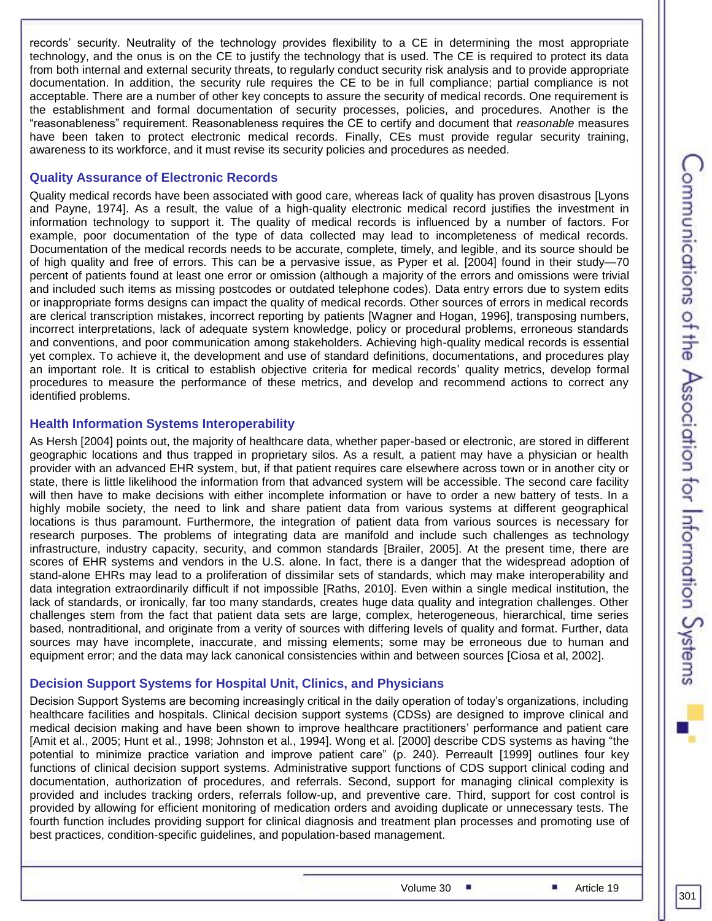records' security. Neutrality of the technology provides flexibility to a CE in determining the most appropriate technology, and the onus is on the CE to justify the technology that is used. The CE is required to protect its data from both internal and external security threats, to regularly conduct security risk analysis and to provide appropriate documentation. In addition, the security rule requires the CE to be in full compliance; partial compliance is not acceptable. There are a number of other key concepts to assure the security of medical records. One requirement is the establishment and formal documentation of security processes, policies, and procedures. Another is the "reasonableness" requirement. Reasonableness requires the CE to certify and document that *reasonable* measures have been taken to protect electronic medical records. Finally, CEs must provide regular security training, awareness to its workforce, and it must revise its security policies and procedures as needed.

### Quality Assurance of Electronic Records

Quality medical records have been associated with good care, whereas lack of quality has proven disastrous [Lyons and Payne, 1974]. As a result, the value of a high-quality electronic medical record justifies the investment in information technology to support it. The quality of medical records is influenced by a number of factors. For example, poor documentation of the type of data collected may lead to incompleteness of medical records. Documentation of the medical records needs to be accurate, complete, timely, and legible, and its source should be of high quality and free of errors. This can be a pervasive issue, as Pyper et al. [2004] found in their study—70 percent of patients found at least one error or omission (although a majority of the errors and omissions were trivial and included such items as missing postcodes or outdated telephone codes). Data entry errors due to system edits or inappropriate forms designs can impact the quality of medical records. Other sources of errors in medical records are clerical transcription mistakes, incorrect reporting by patients [Wagner and Hogan, 1996], transposing numbers, incorrect interpretations, lack of adequate system knowledge, policy or procedural problems, erroneous standards and conventions, and poor communication among stakeholders. Achieving high-quality medical records is essential yet complex. To achieve it, the development and use of standard definitions, documentations, and procedures play an important role. It is critical to establish objective criteria for medical records' quality metrics, develop formal procedures to measure the performance of these metrics, and develop and recommend actions to correct any identified problems.

### Health Information Systems Interoperability

As Hersh [2004] points out, the majority of healthcare data, whether paper-based or electronic, are stored in different geographic locations and thus trapped in proprietary silos. As a result, a patient may have a physician or health provider with an advanced EHR system, but, if that patient requires care elsewhere across town or in another city or state, there is little likelihood the information from that advanced system will be accessible. The second care facility will then have to make decisions with either incomplete information or have to order a new battery of tests. In a highly mobile society, the need to link and share patient data from various systems at different geographical locations is thus paramount. Furthermore, the integration of patient data from various sources is necessary for research purposes. The problems of integrating data are manifold and include such challenges as technology infrastructure, industry capacity, security, and common standards [Brailer, 2005]. At the present time, there are scores of EHR systems and vendors in the U.S. alone. In fact, there is a danger that the widespread adoption of stand-alone EHRs may lead to a proliferation of dissimilar sets of standards, which may make interoperability and data integration extraordinarily difficult if not impossible [Raths, 2010]. Even within a single medical institution, the lack of standards, or ironically, far too many standards, creates huge data quality and integration challenges. Other challenges stem from the fact that patient data sets are large, complex, heterogeneous, hierarchical, time series based, nontraditional, and originate from a verity of sources with differing levels of quality and format. Further, data sources may have incomplete, inaccurate, and missing elements; some may be erroneous due to human and equipment error; and the data may lack canonical consistencies within and between sources [Ciosa et al, 2002].

### Decision Support Systems for Hospital Unit, Clinics, and Physicians

Decision Support Systems are becoming increasingly critical in the daily operation of today's organizations, including healthcare facilities and hospitals. Clinical decision support systems (CDSs) are designed to improve clinical and medical decision making and have been shown to improve healthcare practitioners' performance and patient care [Amit et al., 2005; Hunt et al., 1998; Johnston et al., 1994]. Wong et al. [2000] describe CDS systems as having "the potential to minimize practice variation and improve patient care" (p. 240). Perreault [1999] outlines four key functions of clinical decision support systems. Administrative support functions of CDS support clinical coding and documentation, authorization of procedures, and referrals. Second, support for managing clinical complexity is provided and includes tracking orders, referrals follow-up, and preventive care. Third, support for cost control is provided by allowing for efficient monitoring of medication orders and avoiding duplicate or unnecessary tests. The fourth function includes providing support for clinical diagnosis and treatment plan processes and promoting use of best practices, condition-specific guidelines, and population-based management.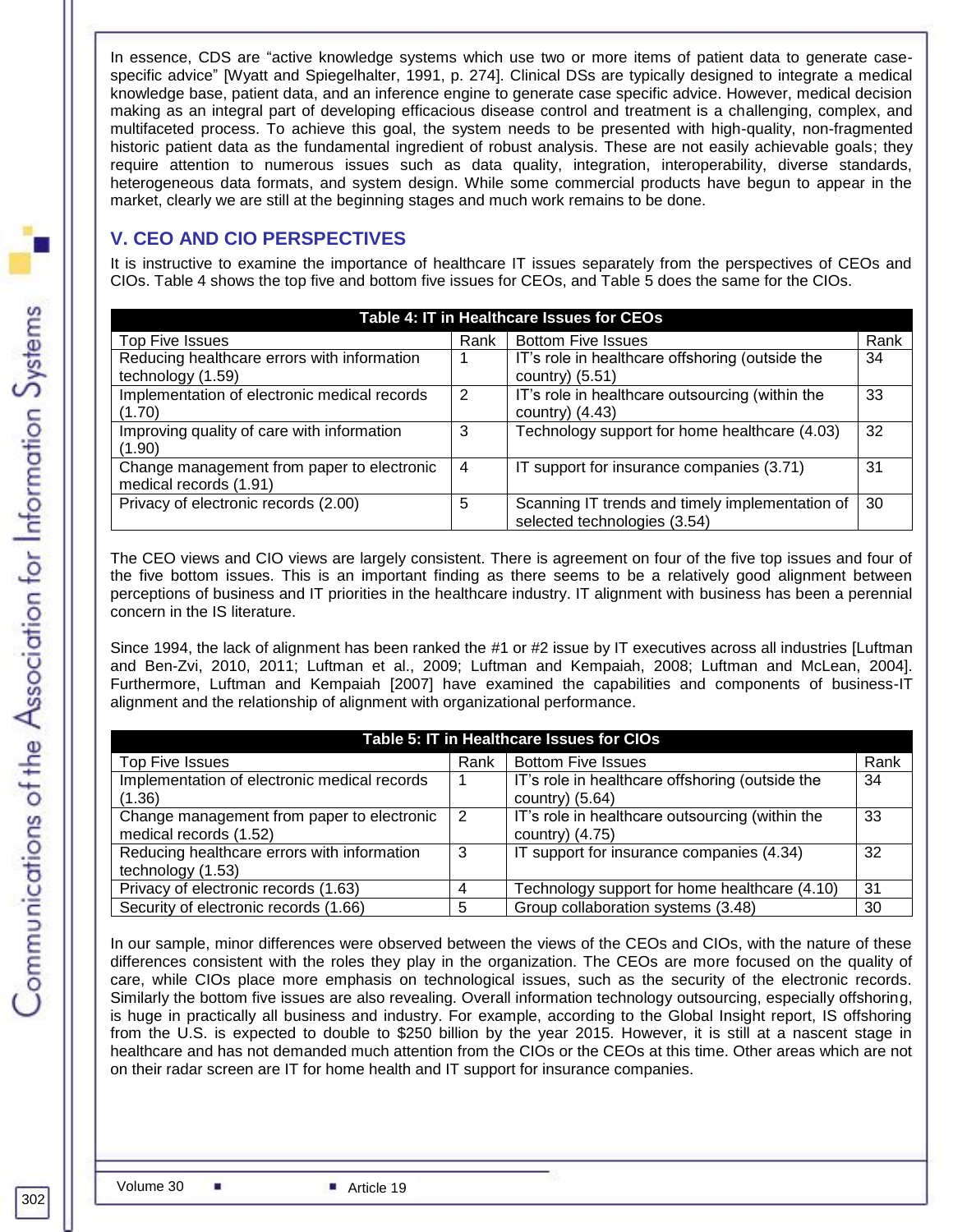In essence, CDS are "active knowledge systems which use two or more items of patient data to generate case-specific advice" [Wyatt and Spiegelhalter, 1991, p. 274]. Clinical DSs are typically designed to integrate a medical knowledge base, patient data, and an inference engine to generate case specific advice. However, medical decision making as an integral part of developing efficacious disease control and treatment is a challenging, complex, and multifaceted process. To achieve this goal, the system needs to be presented with high-quality, non-fragmented historic patient data as the fundamental ingredient of robust analysis. These are not easily achievable goals; they require attention to numerous issues such as data quality, integration, interoperability, diverse standards, heterogeneous data formats, and system design. While some commercial products have begun to appear in the market, clearly we are still at the beginning stages and much work remains to be done.

## V. CEO AND CIO PERSPECTIVES

It is instructive to examine the importance of healthcare IT issues separately from the perspectives of CEOs and CIOs. Table 4 shows the top five and bottom five issues for CEOs, and Table 5 does the same for the CIOs.

**Table 4: IT in Healthcare Issues for CEOs**

| Top Five Issues | Rank | Bottom Five Issues | Rank |
|---|---|---|---|
| Reducing healthcare errors with information technology (1.59) | 1 | IT's role in healthcare offshoring (outside the country) (5.51) | 34 |
| Implementation of electronic medical records (1.70) | 2 | IT's role in healthcare outsourcing (within the country) (4.43) | 33 |
| Improving quality of care with information (1.90) | 3 | Technology support for home healthcare (4.03) | 32 |
| Change management from paper to electronic medical records (1.91) | 4 | IT support for insurance companies (3.71) | 31 |
| Privacy of electronic records (2.00) | 5 | Scanning IT trends and timely implementation of selected technologies (3.54) | 30 |

The CEO views and CIO views are largely consistent. There is agreement on four of the five top issues and four of the five bottom issues. This is an important finding as there seems to be a relatively good alignment between perceptions of business and IT priorities in the healthcare industry. IT alignment with business has been a perennial concern in the IS literature.

Since 1994, the lack of alignment has been ranked the #1 or #2 issue by IT executives across all industries [Luftman and Ben-Zvi, 2010, 2011; Luftman et al., 2009; Luftman and Kempaiah, 2008; Luftman and McLean, 2004]. Furthermore, Luftman and Kempaiah [2007] have examined the capabilities and components of business-IT alignment and the relationship of alignment with organizational performance.

**Table 5: IT in Healthcare Issues for CIOs**

| Top Five Issues | Rank | Bottom Five Issues | Rank |
|---|---|---|---|
| Implementation of electronic medical records (1.36) | 1 | IT's role in healthcare offshoring (outside the country) (5.64) | 34 |
| Change management from paper to electronic medical records (1.52) | 2 | IT's role in healthcare outsourcing (within the country) (4.75) | 33 |
| Reducing healthcare errors with information technology (1.53) | 3 | IT support for insurance companies (4.34) | 32 |
| Privacy of electronic records (1.63) | 4 | Technology support for home healthcare (4.10) | 31 |
| Security of electronic records (1.66) | 5 | Group collaboration systems (3.48) | 30 |

In our sample, minor differences were observed between the views of the CEOs and CIOs, with the nature of these differences consistent with the roles they play in the organization. The CEOs are more focused on the quality of care, while CIOs place more emphasis on technological issues, such as the security of the electronic records. Similarly the bottom five issues are also revealing. Overall information technology outsourcing, especially offshoring, is huge in practically all business and industry. For example, according to the Global Insight report, IS offshoring from the U.S. is expected to double to $250 billion by the year 2015. However, it is still at a nascent stage in healthcare and has not demanded much attention from the CIOs or the CEOs at this time. Other areas which are not on their radar screen are IT for home health and IT support for insurance companies.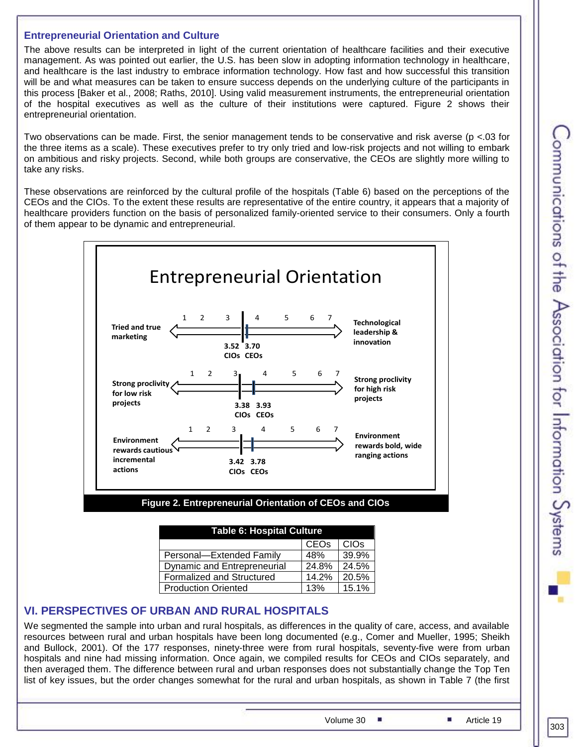## Entrepreneurial Orientation and Culture

The above results can be interpreted in light of the current orientation of healthcare facilities and their executive management. As was pointed out earlier, the U.S. has been slow in adopting information technology in healthcare, and healthcare is the last industry to embrace information technology. How fast and how successful this transition will be and what measures can be taken to ensure success depends on the underlying culture of the participants in this process [Baker et al., 2008; Raths, 2010]. Using valid measurement instruments, the entrepreneurial orientation of the hospital executives as well as the culture of their institutions were captured. Figure 2 shows their entrepreneurial orientation.

Two observations can be made. First, the senior management tends to be conservative and risk averse ($p < .03$ for the three items as a scale). These executives prefer to try only tried and low-risk projects and not willing to embark on ambitious and risky projects. Second, while both groups are conservative, the CEOs are slightly more willing to take any risks.

These observations are reinforced by the cultural profile of the hospitals (Table 6) based on the perceptions of the CEOs and the CIOs. To the extent these results are representative of the entire country, it appears that a majority of healthcare providers function on the basis of personalized family-oriented service to their consumers. Only a fourth of them appear to be dynamic and entrepreneurial.

**Entrepreneurial Orientation**

| Low end (1) | CIOs | CEOs | High end (7) |
|---|---|---|---|
| Tried and true marketing | 3.52 | 3.70 | Technological leadership & innovation |
| Strong proclivity for low risk projects | 3.38 | 3.93 | Strong proclivity for high risk projects |
| Environment rewards cautious incremental actions | 3.42 | 3.78 | Environment rewards bold, wide ranging actions |

**Figure 2. Entrepreneurial Orientation of CEOs and CIOs**

**Table 6: Hospital Culture**

| | CEOs | CIOs |
|---|---|---|
| Personal—Extended Family | 48% | 39.9% |
| Dynamic and Entrepreneurial | 24.8% | 24.5% |
| Formalized and Structured | 14.2% | 20.5% |
| Production Oriented | 13% | 15.1% |

## VI. PERSPECTIVES OF URBAN AND RURAL HOSPITALS

We segmented the sample into urban and rural hospitals, as differences in the quality of care, access, and available resources between rural and urban hospitals have been long documented (e.g., Comer and Mueller, 1995; Sheikh and Bullock, 2001). Of the 177 responses, ninety-three were from rural hospitals, seventy-five were from urban hospitals and nine had missing information. Once again, we compiled results for CEOs and CIOs separately, and then averaged them. The difference between rural and urban responses does not substantially change the Top Ten list of key issues, but the order changes somewhat for the rural and urban hospitals, as shown in Table 7 (the first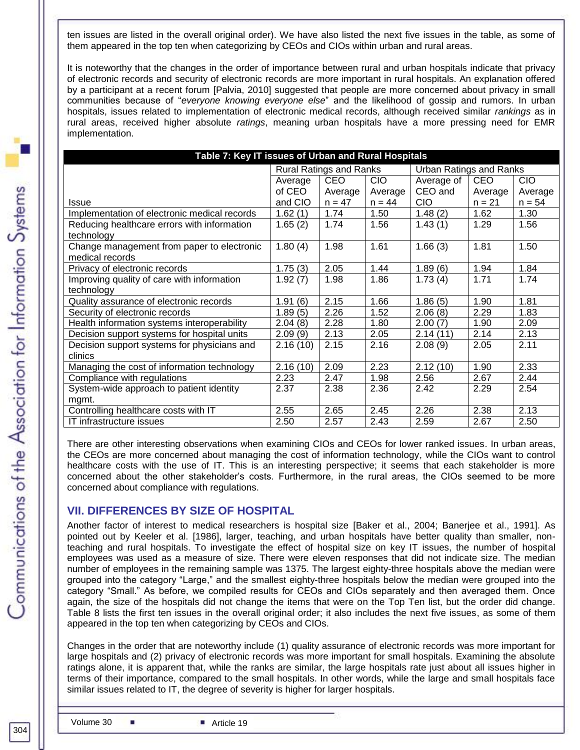ten issues are listed in the overall original order). We have also listed the next five issues in the table, as some of them appeared in the top ten when categorizing by CEOs and CIOs within urban and rural areas.

It is noteworthy that the changes in the order of importance between rural and urban hospitals indicate that privacy of electronic records and security of electronic records are more important in rural hospitals. An explanation offered by a participant at a recent forum [Palvia, 2010] suggested that people are more concerned about privacy in small communities because of "*everyone knowing everyone else*" and the likelihood of gossip and rumors. In urban hospitals, issues related to implementation of electronic medical records, although received similar *rankings* as in rural areas, received higher absolute *ratings*, meaning urban hospitals have a more pressing need for EMR implementation.

**Table 7: Key IT issues of Urban and Rural Hospitals**

| | Rural Ratings and Ranks | | | Urban Ratings and Ranks | | |
|---|---|---|---|---|---|---|
| Issue | Average of CEO and CIO | CEO Average n = 47 | CIO Average n = 44 | Average of CEO and CIO | CEO Average n = 21 | CIO Average n = 54 |
| Implementation of electronic medical records | 1.62 (1) | 1.74 | 1.50 | 1.48 (2) | 1.62 | 1.30 |
| Reducing healthcare errors with information technology | 1.65 (2) | 1.74 | 1.56 | 1.43 (1) | 1.29 | 1.56 |
| Change management from paper to electronic medical records | 1.80 (4) | 1.98 | 1.61 | 1.66 (3) | 1.81 | 1.50 |
| Privacy of electronic records | 1.75 (3) | 2.05 | 1.44 | 1.89 (6) | 1.94 | 1.84 |
| Improving quality of care with information technology | 1.92 (7) | 1.98 | 1.86 | 1.73 (4) | 1.71 | 1.74 |
| Quality assurance of electronic records | 1.91 (6) | 2.15 | 1.66 | 1.86 (5) | 1.90 | 1.81 |
| Security of electronic records | 1.89 (5) | 2.26 | 1.52 | 2.06 (8) | 2.29 | 1.83 |
| Health information systems interoperability | 2.04 (8) | 2.28 | 1.80 | 2.00 (7) | 1.90 | 2.09 |
| Decision support systems for hospital units | 2.09 (9) | 2.13 | 2.05 | 2.14 (11) | 2.14 | 2.13 |
| Decision support systems for physicians and clinics | 2.16 (10) | 2.15 | 2.16 | 2.08 (9) | 2.05 | 2.11 |
| Managing the cost of information technology | 2.16 (10) | 2.09 | 2.23 | 2.12 (10) | 1.90 | 2.33 |
| Compliance with regulations | 2.23 | 2.47 | 1.98 | 2.56 | 2.67 | 2.44 |
| System-wide approach to patient identity mgmt. | 2.37 | 2.38 | 2.36 | 2.42 | 2.29 | 2.54 |
| Controlling healthcare costs with IT | 2.55 | 2.65 | 2.45 | 2.26 | 2.38 | 2.13 |
| IT infrastructure issues | 2.50 | 2.57 | 2.43 | 2.59 | 2.67 | 2.50 |

There are other interesting observations when examining CIOs and CEOs for lower ranked issues. In urban areas, the CEOs are more concerned about managing the cost of information technology, while the CIOs want to control healthcare costs with the use of IT. This is an interesting perspective; it seems that each stakeholder is more concerned about the other stakeholder's costs. Furthermore, in the rural areas, the CIOs seemed to be more concerned about compliance with regulations.

## VII. DIFFERENCES BY SIZE OF HOSPITAL

Another factor of interest to medical researchers is hospital size [Baker et al., 2004; Banerjee et al., 1991]. As pointed out by Keeler et al. [1986], larger, teaching, and urban hospitals have better quality than smaller, non-teaching and rural hospitals. To investigate the effect of hospital size on key IT issues, the number of hospital employees was used as a measure of size. There were eleven responses that did not indicate size. The median number of employees in the remaining sample was 1375. The largest eighty-three hospitals above the median were grouped into the category "Large," and the smallest eighty-three hospitals below the median were grouped into the category "Small." As before, we compiled results for CEOs and CIOs separately and then averaged them. Once again, the size of the hospitals did not change the items that were on the Top Ten list, but the order did change. Table 8 lists the first ten issues in the overall original order; it also includes the next five issues, as some of them appeared in the top ten when categorizing by CEOs and CIOs.

Changes in the order that are noteworthy include (1) quality assurance of electronic records was more important for large hospitals and (2) privacy of electronic records was more important for small hospitals. Examining the absolute ratings alone, it is apparent that, while the ranks are similar, the large hospitals rate just about all issues higher in terms of their importance, compared to the small hospitals. In other words, while the large and small hospitals face similar issues related to IT, the degree of severity is higher for larger hospitals.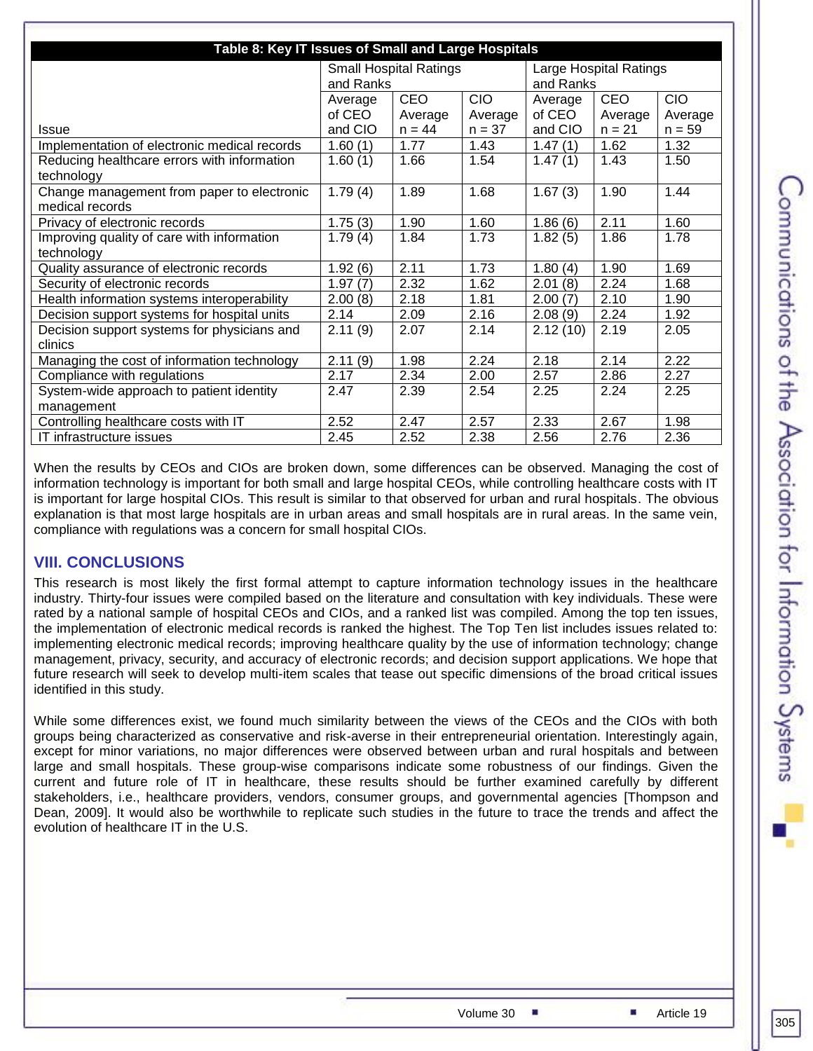**Table 8: Key IT Issues of Small and Large Hospitals**

| Issue | Small Hospital Ratings and Ranks | | | Large Hospital Ratings and Ranks | | |
|---|---|---|---|---|---|---|
| | Average of CEO and CIO | CEO Average n = 44 | CIO Average n = 37 | Average of CEO and CIO | CEO Average n = 21 | CIO Average n = 59 |
| Implementation of electronic medical records | 1.60 (1) | 1.77 | 1.43 | 1.47 (1) | 1.62 | 1.32 |
| Reducing healthcare errors with information technology | 1.60 (1) | 1.66 | 1.54 | 1.47 (1) | 1.43 | 1.50 |
| Change management from paper to electronic medical records | 1.79 (4) | 1.89 | 1.68 | 1.67 (3) | 1.90 | 1.44 |
| Privacy of electronic records | 1.75 (3) | 1.90 | 1.60 | 1.86 (6) | 2.11 | 1.60 |
| Improving quality of care with information technology | 1.79 (4) | 1.84 | 1.73 | 1.82 (5) | 1.86 | 1.78 |
| Quality assurance of electronic records | 1.92 (6) | 2.11 | 1.73 | 1.80 (4) | 1.90 | 1.69 |
| Security of electronic records | 1.97 (7) | 2.32 | 1.62 | 2.01 (8) | 2.24 | 1.68 |
| Health information systems interoperability | 2.00 (8) | 2.18 | 1.81 | 2.00 (7) | 2.10 | 1.90 |
| Decision support systems for hospital units | 2.14 | 2.09 | 2.16 | 2.08 (9) | 2.24 | 1.92 |
| Decision support systems for physicians and clinics | 2.11 (9) | 2.07 | 2.14 | 2.12 (10) | 2.19 | 2.05 |
| Managing the cost of information technology | 2.11 (9) | 1.98 | 2.24 | 2.18 | 2.14 | 2.22 |
| Compliance with regulations | 2.17 | 2.34 | 2.00 | 2.57 | 2.86 | 2.27 |
| System-wide approach to patient identity management | 2.47 | 2.39 | 2.54 | 2.25 | 2.24 | 2.25 |
| Controlling healthcare costs with IT | 2.52 | 2.47 | 2.57 | 2.33 | 2.67 | 1.98 |
| IT infrastructure issues | 2.45 | 2.52 | 2.38 | 2.56 | 2.76 | 2.36 |

When the results by CEOs and CIOs are broken down, some differences can be observed. Managing the cost of information technology is important for both small and large hospital CEOs, while controlling healthcare costs with IT is important for large hospital CIOs. This result is similar to that observed for urban and rural hospitals. The obvious explanation is that most large hospitals are in urban areas and small hospitals are in rural areas. In the same vein, compliance with regulations was a concern for small hospital CIOs.

## VIII. CONCLUSIONS

This research is most likely the first formal attempt to capture information technology issues in the healthcare industry. Thirty-four issues were compiled based on the literature and consultation with key individuals. These were rated by a national sample of hospital CEOs and CIOs, and a ranked list was compiled. Among the top ten issues, the implementation of electronic medical records is ranked the highest. The Top Ten list includes issues related to: implementing electronic medical records; improving healthcare quality by the use of information technology; change management, privacy, security, and accuracy of electronic records; and decision support applications. We hope that future research will seek to develop multi-item scales that tease out specific dimensions of the broad critical issues identified in this study.

While some differences exist, we found much similarity between the views of the CEOs and the CIOs with both groups being characterized as conservative and risk-averse in their entrepreneurial orientation. Interestingly again, except for minor variations, no major differences were observed between urban and rural hospitals and between large and small hospitals. These group-wise comparisons indicate some robustness of our findings. Given the current and future role of IT in healthcare, these results should be further examined carefully by different stakeholders, i.e., healthcare providers, vendors, consumer groups, and governmental agencies [Thompson and Dean, 2009]. It would also be worthwhile to replicate such studies in the future to trace the trends and affect the evolution of healthcare IT in the U.S.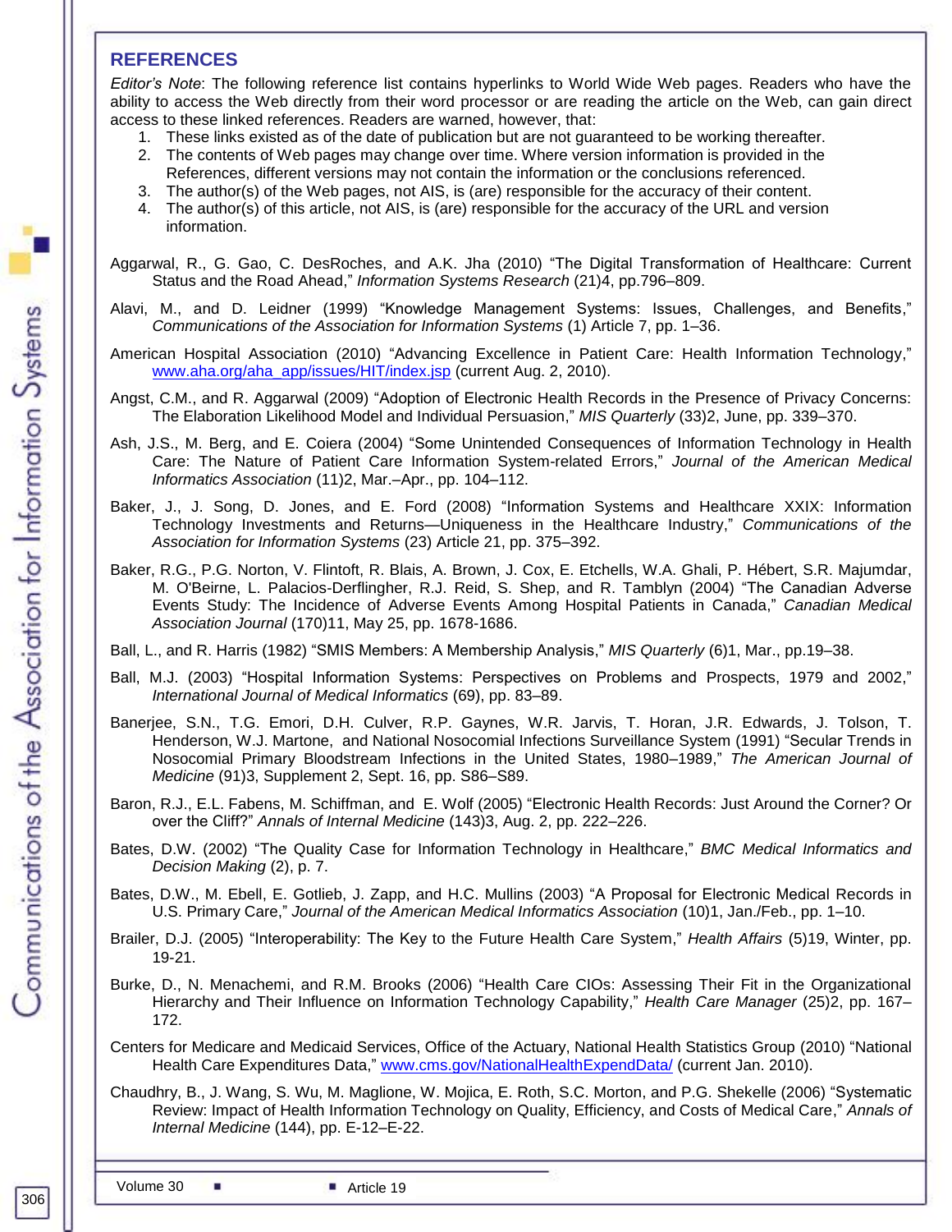## REFERENCES

*Editor's Note*: The following reference list contains hyperlinks to World Wide Web pages. Readers who have the ability to access the Web directly from their word processor or are reading the article on the Web, can gain direct access to these linked references. Readers are warned, however, that:

1. These links existed as of the date of publication but are not guaranteed to be working thereafter.
2. The contents of Web pages may change over time. Where version information is provided in the References, different versions may not contain the information or the conclusions referenced.
3. The author(s) of the Web pages, not AIS, is (are) responsible for the accuracy of their content.
4. The author(s) of this article, not AIS, is (are) responsible for the accuracy of the URL and version information.

Aggarwal, R., G. Gao, C. DesRoches, and A.K. Jha (2010) "The Digital Transformation of Healthcare: Current Status and the Road Ahead," *Information Systems Research* (21)4, pp.796–809.

Alavi, M., and D. Leidner (1999) "Knowledge Management Systems: Issues, Challenges, and Benefits," *Communications of the Association for Information Systems* (1) Article 7, pp. 1–36.

American Hospital Association (2010) "Advancing Excellence in Patient Care: Health Information Technology," www.aha.org/aha_app/issues/HIT/index.jsp (current Aug. 2, 2010).

Angst, C.M., and R. Aggarwal (2009) "Adoption of Electronic Health Records in the Presence of Privacy Concerns: The Elaboration Likelihood Model and Individual Persuasion," *MIS Quarterly* (33)2, June, pp. 339–370.

Ash, J.S., M. Berg, and E. Coiera (2004) "Some Unintended Consequences of Information Technology in Health Care: The Nature of Patient Care Information System-related Errors," *Journal of the American Medical Informatics Association* (11)2, Mar.–Apr., pp. 104–112.

Baker, J., J. Song, D. Jones, and E. Ford (2008) "Information Systems and Healthcare XXIX: Information Technology Investments and Returns—Uniqueness in the Healthcare Industry," *Communications of the Association for Information Systems* (23) Article 21, pp. 375–392.

Baker, R.G., P.G. Norton, V. Flintoft, R. Blais, A. Brown, J. Cox, E. Etchells, W.A. Ghali, P. Hébert, S.R. Majumdar, M. O'Beirne, L. Palacios-Derflingher, R.J. Reid, S. Shep, and R. Tamblyn (2004) "The Canadian Adverse Events Study: The Incidence of Adverse Events Among Hospital Patients in Canada," *Canadian Medical Association Journal* (170)11, May 25, pp. 1678-1686.

Ball, L., and R. Harris (1982) "SMIS Members: A Membership Analysis," *MIS Quarterly* (6)1, Mar., pp.19–38.

Ball, M.J. (2003) "Hospital Information Systems: Perspectives on Problems and Prospects, 1979 and 2002," *International Journal of Medical Informatics* (69), pp. 83–89.

Banerjee, S.N., T.G. Emori, D.H. Culver, R.P. Gaynes, W.R. Jarvis, T. Horan, J.R. Edwards, J. Tolson, T. Henderson, W.J. Martone, and National Nosocomial Infections Surveillance System (1991) "Secular Trends in Nosocomial Primary Bloodstream Infections in the United States, 1980–1989," *The American Journal of Medicine* (91)3, Supplement 2, Sept. 16, pp. S86–S89.

Baron, R.J., E.L. Fabens, M. Schiffman, and E. Wolf (2005) "Electronic Health Records: Just Around the Corner? Or over the Cliff?" *Annals of Internal Medicine* (143)3, Aug. 2, pp. 222–226.

Bates, D.W. (2002) "The Quality Case for Information Technology in Healthcare," *BMC Medical Informatics and Decision Making* (2), p. 7.

Bates, D.W., M. Ebell, E. Gotlieb, J. Zapp, and H.C. Mullins (2003) "A Proposal for Electronic Medical Records in U.S. Primary Care," *Journal of the American Medical Informatics Association* (10)1, Jan./Feb., pp. 1–10.

Brailer, D.J. (2005) "Interoperability: The Key to the Future Health Care System," *Health Affairs* (5)19, Winter, pp. 19-21.

Burke, D., N. Menachemi, and R.M. Brooks (2006) "Health Care CIOs: Assessing Their Fit in the Organizational Hierarchy and Their Influence on Information Technology Capability," *Health Care Manager* (25)2, pp. 167–172.

Centers for Medicare and Medicaid Services, Office of the Actuary, National Health Statistics Group (2010) "National Health Care Expenditures Data," www.cms.gov/NationalHealthExpendData/ (current Jan. 2010).

Chaudhry, B., J. Wang, S. Wu, M. Maglione, W. Mojica, E. Roth, S.C. Morton, and P.G. Shekelle (2006) "Systematic Review: Impact of Health Information Technology on Quality, Efficiency, and Costs of Medical Care," *Annals of Internal Medicine* (144), pp. E-12–E-22.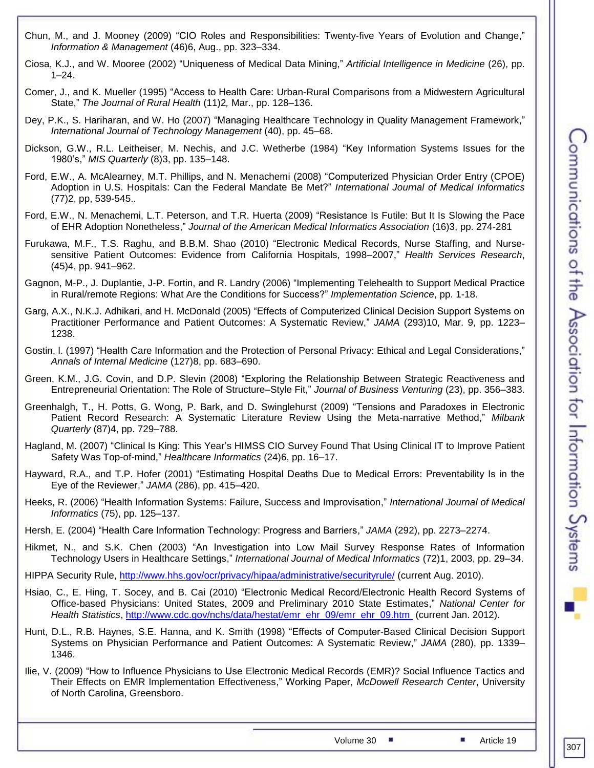Chun, M., and J. Mooney (2009) "CIO Roles and Responsibilities: Twenty-five Years of Evolution and Change," *Information & Management* (46)6, Aug., pp. 323–334.

Ciosa, K.J., and W. Mooree (2002) "Uniqueness of Medical Data Mining," *Artificial Intelligence in Medicine* (26), pp. 1–24.

Comer, J., and K. Mueller (1995) "Access to Health Care: Urban-Rural Comparisons from a Midwestern Agricultural State," *The Journal of Rural Health* (11)2*,* Mar., pp. 128–136.

Dey, P.K., S. Hariharan, and W. Ho (2007) "Managing Healthcare Technology in Quality Management Framework," *International Journal of Technology Management* (40), pp. 45–68.

Dickson, G.W., R.L. Leitheiser, M. Nechis, and J.C. Wetherbe (1984) "Key Information Systems Issues for the 1980's," *MIS Quarterly* (8)3, pp. 135–148.

Ford, E.W., A. McAlearney, M.T. Phillips, and N. Menachemi (2008) "Computerized Physician Order Entry (CPOE) Adoption in U.S. Hospitals: Can the Federal Mandate Be Met?" *International Journal of Medical Informatics* (77)2, pp, 539-545..

Ford, E.W., N. Menachemi, L.T. Peterson, and T.R. Huerta (2009) "Resistance Is Futile: But It Is Slowing the Pace of EHR Adoption Nonetheless," *Journal of the American Medical Informatics Association* (16)3, pp. 274-281

Furukawa, M.F., T.S. Raghu, and B.B.M. Shao (2010) "Electronic Medical Records, Nurse Staffing, and Nurse-sensitive Patient Outcomes: Evidence from California Hospitals, 1998–2007," *Health Services Research*, (45)4, pp. 941–962.

Gagnon, M-P., J. Duplantie, J-P. Fortin, and R. Landry (2006) "Implementing Telehealth to Support Medical Practice in Rural/remote Regions: What Are the Conditions for Success?" *Implementation Science*, pp. 1-18.

Garg, A.X., N.K.J. Adhikari, and H. McDonald (2005) "Effects of Computerized Clinical Decision Support Systems on Practitioner Performance and Patient Outcomes: A Systematic Review," *JAMA* (293)10, Mar. 9, pp. 1223–1238.

Gostin, l. (1997) "Health Care Information and the Protection of Personal Privacy: Ethical and Legal Considerations," *Annals of Internal Medicine* (127)8, pp. 683–690.

Green, K.M., J.G. Covin, and D.P. Slevin (2008) "Exploring the Relationship Between Strategic Reactiveness and Entrepreneurial Orientation: The Role of Structure–Style Fit," *Journal of Business Venturing* (23), pp. 356–383.

Greenhalgh, T., H. Potts, G. Wong, P. Bark, and D. Swinglehurst (2009) "Tensions and Paradoxes in Electronic Patient Record Research: A Systematic Literature Review Using the Meta-narrative Method," *Milbank Quarterly* (87)4, pp. 729–788.

Hagland, M. (2007) "Clinical Is King: This Year's HIMSS CIO Survey Found That Using Clinical IT to Improve Patient Safety Was Top-of-mind," *Healthcare Informatics* (24)6, pp. 16–17.

Hayward, R.A., and T.P. Hofer (2001) "Estimating Hospital Deaths Due to Medical Errors: Preventability Is in the Eye of the Reviewer," *JAMA* (286), pp. 415–420.

Heeks, R. (2006) "Health Information Systems: Failure, Success and Improvisation," *International Journal of Medical Informatics* (75), pp. 125–137.

Hersh, E. (2004) "Health Care Information Technology: Progress and Barriers," *JAMA* (292), pp. 2273–2274.

Hikmet, N., and S.K. Chen (2003) "An Investigation into Low Mail Survey Response Rates of Information Technology Users in Healthcare Settings," *International Journal of Medical Informatics* (72)1, 2003, pp. 29–34.

HIPPA Security Rule, http://www.hhs.gov/ocr/privacy/hipaa/administrative/securityrule/ (current Aug. 2010).

Hsiao, C., E. Hing, T. Socey, and B. Cai (2010) "Electronic Medical Record/Electronic Health Record Systems of Office-based Physicians: United States, 2009 and Preliminary 2010 State Estimates," *National Center for Health Statistics*, http://www.cdc.gov/nchs/data/hestat/emr_ehr_09/emr_ehr_09.htm (current Jan. 2012).

Hunt, D.L., R.B. Haynes, S.E. Hanna, and K. Smith (1998) "Effects of Computer-Based Clinical Decision Support Systems on Physician Performance and Patient Outcomes: A Systematic Review," *JAMA* (280), pp. 1339–1346.

Ilie, V. (2009) "How to Influence Physicians to Use Electronic Medical Records (EMR)? Social Influence Tactics and Their Effects on EMR Implementation Effectiveness," Working Paper, *McDowell Research Center*, University of North Carolina, Greensboro.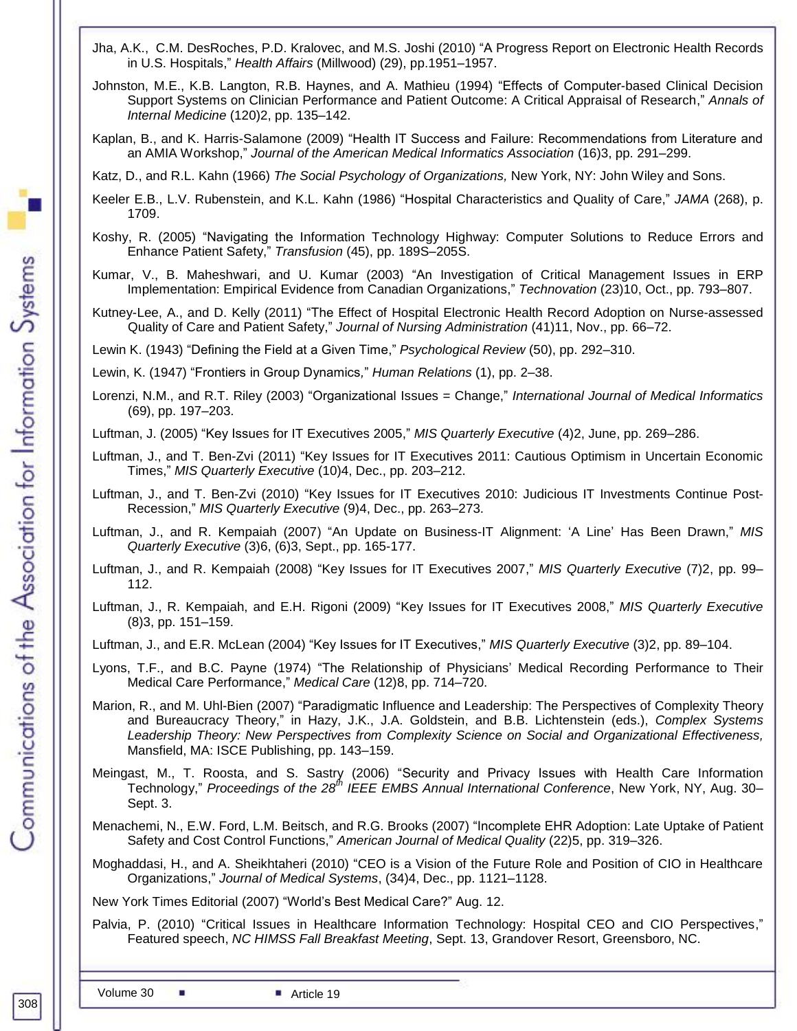Jha, A.K., C.M. DesRoches, P.D. Kralovec, and M.S. Joshi (2010) "A Progress Report on Electronic Health Records in U.S. Hospitals," *Health Affairs* (Millwood) (29), pp.1951–1957.

Johnston, M.E., K.B. Langton, R.B. Haynes, and A. Mathieu (1994) "Effects of Computer-based Clinical Decision Support Systems on Clinician Performance and Patient Outcome: A Critical Appraisal of Research," *Annals of Internal Medicine* (120)2, pp. 135–142.

Kaplan, B., and K. Harris-Salamone (2009) "Health IT Success and Failure: Recommendations from Literature and an AMIA Workshop," *Journal of the American Medical Informatics Association* (16)3, pp. 291–299.

Katz, D., and R.L. Kahn (1966) *The Social Psychology of Organizations,* New York, NY: John Wiley and Sons.

Keeler E.B., L.V. Rubenstein, and K.L. Kahn (1986) "Hospital Characteristics and Quality of Care," *JAMA* (268), p. 1709.

Koshy, R. (2005) "Navigating the Information Technology Highway: Computer Solutions to Reduce Errors and Enhance Patient Safety," *Transfusion* (45), pp. 189S–205S.

Kumar, V., B. Maheshwari, and U. Kumar (2003) "An Investigation of Critical Management Issues in ERP Implementation: Empirical Evidence from Canadian Organizations," *Technovation* (23)10, Oct., pp. 793–807.

Kutney-Lee, A., and D. Kelly (2011) "The Effect of Hospital Electronic Health Record Adoption on Nurse-assessed Quality of Care and Patient Safety," *Journal of Nursing Administration* (41)11, Nov., pp. 66–72.

Lewin K. (1943) "Defining the Field at a Given Time," *Psychological Review* (50), pp. 292–310.

Lewin, K. (1947) "Frontiers in Group Dynamics," *Human Relations* (1), pp. 2–38.

Lorenzi, N.M., and R.T. Riley (2003) "Organizational Issues = Change," *International Journal of Medical Informatics* (69), pp. 197–203.

Luftman, J. (2005) "Key Issues for IT Executives 2005," *MIS Quarterly Executive* (4)2, June, pp. 269–286.

Luftman, J., and T. Ben-Zvi (2011) "Key Issues for IT Executives 2011: Cautious Optimism in Uncertain Economic Times," *MIS Quarterly Executive* (10)4, Dec., pp. 203–212.

Luftman, J., and T. Ben-Zvi (2010) "Key Issues for IT Executives 2010: Judicious IT Investments Continue Post-Recession," *MIS Quarterly Executive* (9)4, Dec., pp. 263–273.

Luftman, J., and R. Kempaiah (2007) "An Update on Business-IT Alignment: 'A Line' Has Been Drawn," *MIS Quarterly Executive* (3)6, (6)3, Sept., pp. 165-177.

Luftman, J., and R. Kempaiah (2008) "Key Issues for IT Executives 2007," *MIS Quarterly Executive* (7)2, pp. 99–112.

Luftman, J., R. Kempaiah, and E.H. Rigoni (2009) "Key Issues for IT Executives 2008," *MIS Quarterly Executive* (8)3, pp. 151–159.

Luftman, J., and E.R. McLean (2004) "Key Issues for IT Executives," *MIS Quarterly Executive* (3)2, pp. 89–104.

Lyons, T.F., and B.C. Payne (1974) "The Relationship of Physicians' Medical Recording Performance to Their Medical Care Performance," *Medical Care* (12)8, pp. 714–720.

Marion, R., and M. Uhl-Bien (2007) "Paradigmatic Influence and Leadership: The Perspectives of Complexity Theory and Bureaucracy Theory," in Hazy, J.K., J.A. Goldstein, and B.B. Lichtenstein (eds.), *Complex Systems Leadership Theory: New Perspectives from Complexity Science on Social and Organizational Effectiveness,* Mansfield, MA: ISCE Publishing, pp. 143–159.

Meingast, M., T. Roosta, and S. Sastry (2006) "Security and Privacy Issues with Health Care Information Technology," *Proceedings of the 28th IEEE EMBS Annual International Conference*, New York, NY, Aug. 30–Sept. 3.

Menachemi, N., E.W. Ford, L.M. Beitsch, and R.G. Brooks (2007) "Incomplete EHR Adoption: Late Uptake of Patient Safety and Cost Control Functions," *American Journal of Medical Quality* (22)5, pp. 319–326.

Moghaddasi, H., and A. Sheikhtaheri (2010) "CEO is a Vision of the Future Role and Position of CIO in Healthcare Organizations," *Journal of Medical Systems*, (34)4, Dec., pp. 1121–1128.

New York Times Editorial (2007) "World's Best Medical Care?" Aug. 12.

Palvia, P. (2010) "Critical Issues in Healthcare Information Technology: Hospital CEO and CIO Perspectives," Featured speech, *NC HIMSS Fall Breakfast Meeting*, Sept. 13, Grandover Resort, Greensboro, NC.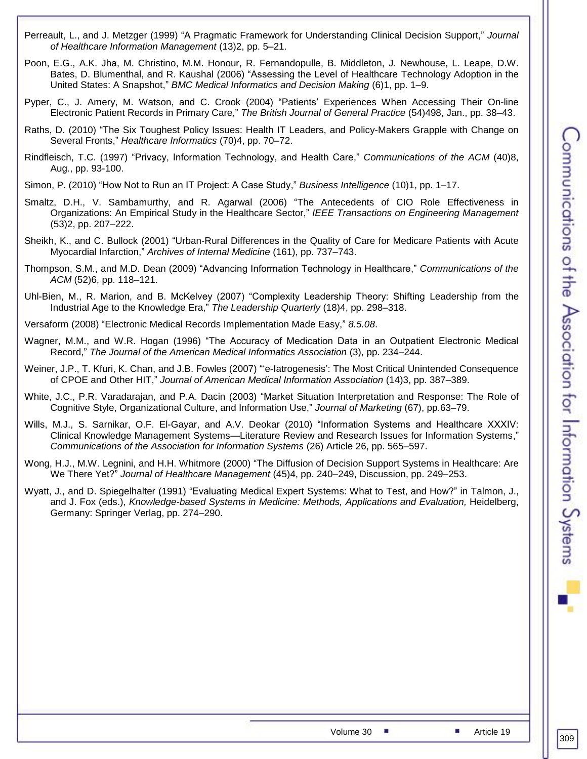Perreault, L., and J. Metzger (1999) "A Pragmatic Framework for Understanding Clinical Decision Support," *Journal of Healthcare Information Management* (13)2, pp. 5–21.

Poon, E.G., A.K. Jha, M. Christino, M.M. Honour, R. Fernandopulle, B. Middleton, J. Newhouse, L. Leape, D.W. Bates, D. Blumenthal, and R. Kaushal (2006) "Assessing the Level of Healthcare Technology Adoption in the United States: A Snapshot," *BMC Medical Informatics and Decision Making* (6)1, pp. 1–9.

Pyper, C., J. Amery, M. Watson, and C. Crook (2004) "Patients' Experiences When Accessing Their On-line Electronic Patient Records in Primary Care," *The British Journal of General Practice* (54)498, Jan., pp. 38–43.

Raths, D. (2010) "The Six Toughest Policy Issues: Health IT Leaders, and Policy-Makers Grapple with Change on Several Fronts," *Healthcare Informatics* (70)4, pp. 70–72.

Rindfleisch, T.C. (1997) "Privacy, Information Technology, and Health Care," *Communications of the ACM* (40)8, Aug., pp. 93-100.

Simon, P. (2010) "How Not to Run an IT Project: A Case Study," *Business Intelligence* (10)1, pp. 1–17.

Smaltz, D.H., V. Sambamurthy, and R. Agarwal (2006) "The Antecedents of CIO Role Effectiveness in Organizations: An Empirical Study in the Healthcare Sector," *IEEE Transactions on Engineering Management* (53)2, pp. 207–222.

Sheikh, K., and C. Bullock (2001) "Urban-Rural Differences in the Quality of Care for Medicare Patients with Acute Myocardial Infarction," *Archives of Internal Medicine* (161), pp. 737–743.

Thompson, S.M., and M.D. Dean (2009) "Advancing Information Technology in Healthcare," *Communications of the ACM* (52)6, pp. 118–121.

Uhl-Bien, M., R. Marion, and B. McKelvey (2007) "Complexity Leadership Theory: Shifting Leadership from the Industrial Age to the Knowledge Era," *The Leadership Quarterly* (18)4, pp. 298–318.

Versaform (2008) "Electronic Medical Records Implementation Made Easy," *8.5.08*.

Wagner, M.M., and W.R. Hogan (1996) "The Accuracy of Medication Data in an Outpatient Electronic Medical Record," *The Journal of the American Medical Informatics Association* (3), pp. 234–244.

Weiner, J.P., T. Kfuri, K. Chan, and J.B. Fowles (2007) "'e-Iatrogenesis': The Most Critical Unintended Consequence of CPOE and Other HIT," *Journal of American Medical Information Association* (14)3, pp. 387–389.

White, J.C., P.R. Varadarajan, and P.A. Dacin (2003) "Market Situation Interpretation and Response: The Role of Cognitive Style, Organizational Culture, and Information Use," *Journal of Marketing* (67), pp.63–79.

Wills, M.J., S. Sarnikar, O.F. El-Gayar, and A.V. Deokar (2010) "Information Systems and Healthcare XXXIV: Clinical Knowledge Management Systems—Literature Review and Research Issues for Information Systems," *Communications of the Association for Information Systems* (26) Article 26, pp. 565–597.

Wong, H.J., M.W. Legnini, and H.H. Whitmore (2000) "The Diffusion of Decision Support Systems in Healthcare: Are We There Yet?" *Journal of Healthcare Management* (45)4, pp. 240–249, Discussion, pp. 249–253.

Wyatt, J., and D. Spiegelhalter (1991) "Evaluating Medical Expert Systems: What to Test, and How?" in Talmon, J., and J. Fox (eds.), *Knowledge-based Systems in Medicine: Methods, Applications and Evaluation,* Heidelberg, Germany: Springer Verlag, pp. 274–290.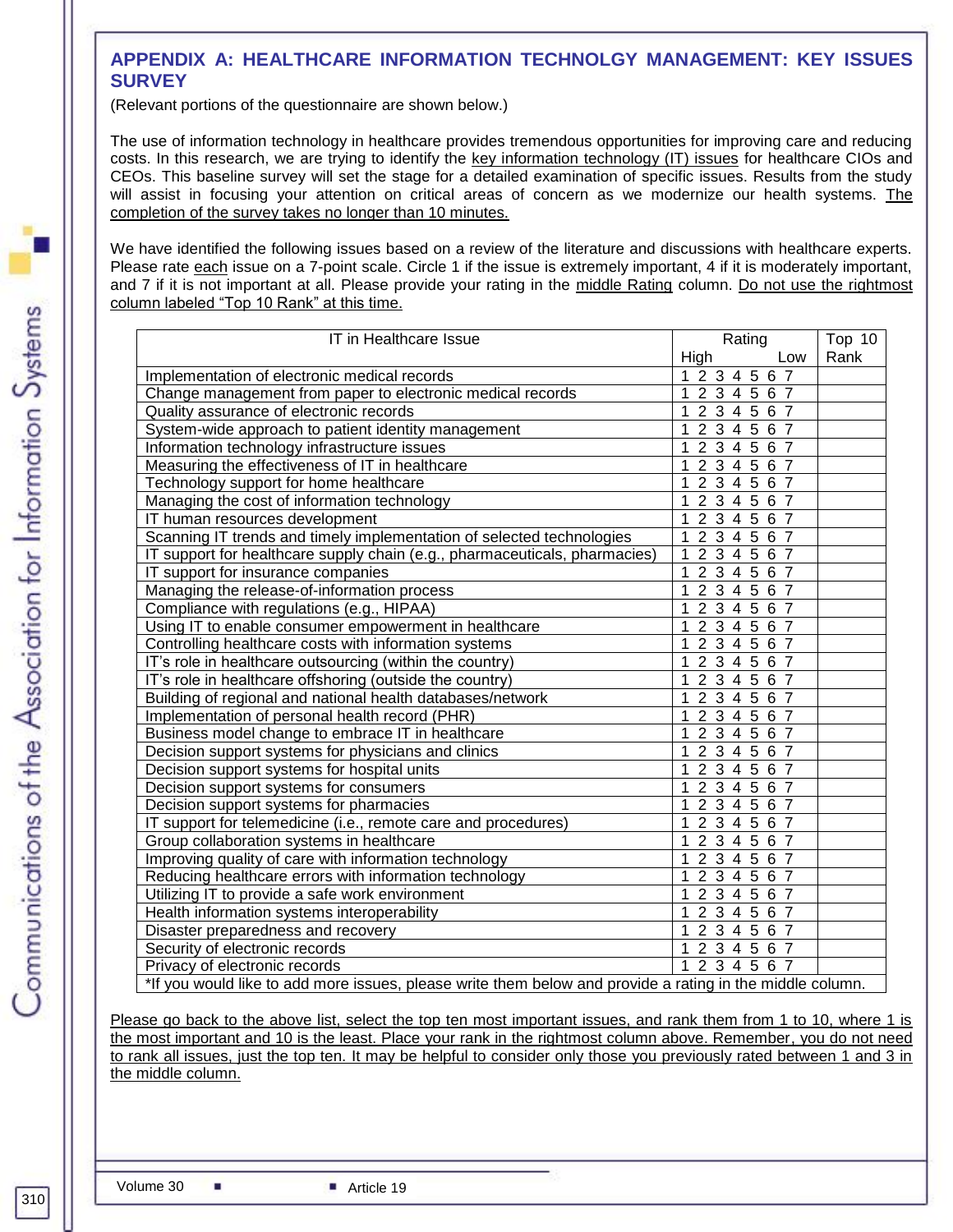## APPENDIX A: HEALTHCARE INFORMATION TECHNOLGY MANAGEMENT: KEY ISSUES SURVEY

(Relevant portions of the questionnaire are shown below.)

The use of information technology in healthcare provides tremendous opportunities for improving care and reducing costs. In this research, we are trying to identify the key information technology (IT) issues for healthcare CIOs and CEOs. This baseline survey will set the stage for a detailed examination of specific issues. Results from the study will assist in focusing your attention on critical areas of concern as we modernize our health systems. The completion of the survey takes no longer than 10 minutes.

We have identified the following issues based on a review of the literature and discussions with healthcare experts. Please rate each issue on a 7-point scale. Circle 1 if the issue is extremely important, 4 if it is moderately important, and 7 if it is not important at all. Please provide your rating in the middle Rating column. Do not use the rightmost column labeled "Top 10 Rank" at this time.

| IT in Healthcare Issue | Rating High Low | Top 10 Rank |
|---|---|---|
| Implementation of electronic medical records | 1 2 3 4 5 6 7 | |
| Change management from paper to electronic medical records | 1 2 3 4 5 6 7 | |
| Quality assurance of electronic records | 1 2 3 4 5 6 7 | |
| System-wide approach to patient identity management | 1 2 3 4 5 6 7 | |
| Information technology infrastructure issues | 1 2 3 4 5 6 7 | |
| Measuring the effectiveness of IT in healthcare | 1 2 3 4 5 6 7 | |
| Technology support for home healthcare | 1 2 3 4 5 6 7 | |
| Managing the cost of information technology | 1 2 3 4 5 6 7 | |
| IT human resources development | 1 2 3 4 5 6 7 | |
| Scanning IT trends and timely implementation of selected technologies | 1 2 3 4 5 6 7 | |
| IT support for healthcare supply chain (e.g., pharmaceuticals, pharmacies) | 1 2 3 4 5 6 7 | |
| IT support for insurance companies | 1 2 3 4 5 6 7 | |
| Managing the release-of-information process | 1 2 3 4 5 6 7 | |
| Compliance with regulations (e.g., HIPAA) | 1 2 3 4 5 6 7 | |
| Using IT to enable consumer empowerment in healthcare | 1 2 3 4 5 6 7 | |
| Controlling healthcare costs with information systems | 1 2 3 4 5 6 7 | |
| IT's role in healthcare outsourcing (within the country) | 1 2 3 4 5 6 7 | |
| IT's role in healthcare offshoring (outside the country) | 1 2 3 4 5 6 7 | |
| Building of regional and national health databases/network | 1 2 3 4 5 6 7 | |
| Implementation of personal health record (PHR) | 1 2 3 4 5 6 7 | |
| Business model change to embrace IT in healthcare | 1 2 3 4 5 6 7 | |
| Decision support systems for physicians and clinics | 1 2 3 4 5 6 7 | |
| Decision support systems for hospital units | 1 2 3 4 5 6 7 | |
| Decision support systems for consumers | 1 2 3 4 5 6 7 | |
| Decision support systems for pharmacies | 1 2 3 4 5 6 7 | |
| IT support for telemedicine (i.e., remote care and procedures) | 1 2 3 4 5 6 7 | |
| Group collaboration systems in healthcare | 1 2 3 4 5 6 7 | |
| Improving quality of care with information technology | 1 2 3 4 5 6 7 | |
| Reducing healthcare errors with information technology | 1 2 3 4 5 6 7 | |
| Utilizing IT to provide a safe work environment | 1 2 3 4 5 6 7 | |
| Health information systems interoperability | 1 2 3 4 5 6 7 | |
| Disaster preparedness and recovery | 1 2 3 4 5 6 7 | |
| Security of electronic records | 1 2 3 4 5 6 7 | |
| Privacy of electronic records | 1 2 3 4 5 6 7 | |
| *If you would like to add more issues, please write them below and provide a rating in the middle column. | | |

Please go back to the above list, select the top ten most important issues, and rank them from 1 to 10, where 1 is the most important and 10 is the least. Place your rank in the rightmost column above. Remember, you do not need to rank all issues, just the top ten. It may be helpful to consider only those you previously rated between 1 and 3 in the middle column.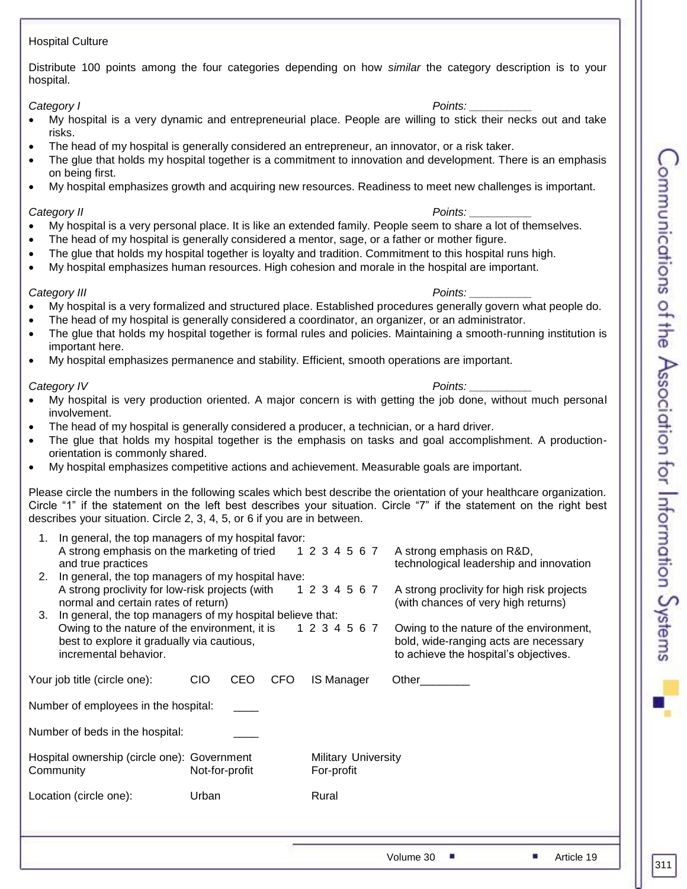Hospital Culture

Distribute 100 points among the four categories depending on how *similar* the category description is to your hospital.

*Category I* *Points:* __________

- My hospital is a very dynamic and entrepreneurial place. People are willing to stick their necks out and take risks.
- The head of my hospital is generally considered an entrepreneur, an innovator, or a risk taker.
- The glue that holds my hospital together is a commitment to innovation and development. There is an emphasis on being first.
- My hospital emphasizes growth and acquiring new resources. Readiness to meet new challenges is important.

*Category II* *Points:* __________

- My hospital is a very personal place. It is like an extended family. People seem to share a lot of themselves.
- The head of my hospital is generally considered a mentor, sage, or a father or mother figure.
- The glue that holds my hospital together is loyalty and tradition. Commitment to this hospital runs high.
- My hospital emphasizes human resources. High cohesion and morale in the hospital are important.

*Category III* *Points:* __________

- My hospital is a very formalized and structured place. Established procedures generally govern what people do.
- The head of my hospital is generally considered a coordinator, an organizer, or an administrator.
- The glue that holds my hospital together is formal rules and policies. Maintaining a smooth-running institution is important here.
- My hospital emphasizes permanence and stability. Efficient, smooth operations are important.

*Category IV* *Points:* __________

- My hospital is very production oriented. A major concern is with getting the job done, without much personal involvement.
- The head of my hospital is generally considered a producer, a technician, or a hard driver.
- The glue that holds my hospital together is the emphasis on tasks and goal accomplishment. A production-orientation is commonly shared.
- My hospital emphasizes competitive actions and achievement. Measurable goals are important.

Please circle the numbers in the following scales which best describe the orientation of your healthcare organization. Circle "1" if the statement on the left best describes your situation. Circle "7" if the statement on the right best describes your situation. Circle 2, 3, 4, 5, or 6 if you are in between.

1. In general, the top managers of my hospital favor:
   A strong emphasis on the marketing of tried and true practices  1 2 3 4 5 6 7  A strong emphasis on R&D, technological leadership and innovation
2. In general, the top managers of my hospital have:
   A strong proclivity for low-risk projects (with normal and certain rates of return)  1 2 3 4 5 6 7  A strong proclivity for high risk projects (with chances of very high returns)
3. In general, the top managers of my hospital believe that:
   Owing to the nature of the environment, it is best to explore it gradually via cautious, incremental behavior.  1 2 3 4 5 6 7  Owing to the nature of the environment, bold, wide-ranging acts are necessary to achieve the hospital's objectives.

Your job title (circle one): CIO CEO CFO IS Manager Other________

Number of employees in the hospital: ____

Number of beds in the hospital: ____

Hospital ownership (circle one): Government Military University Community Not-for-profit For-profit

Location (circle one): Urban Rural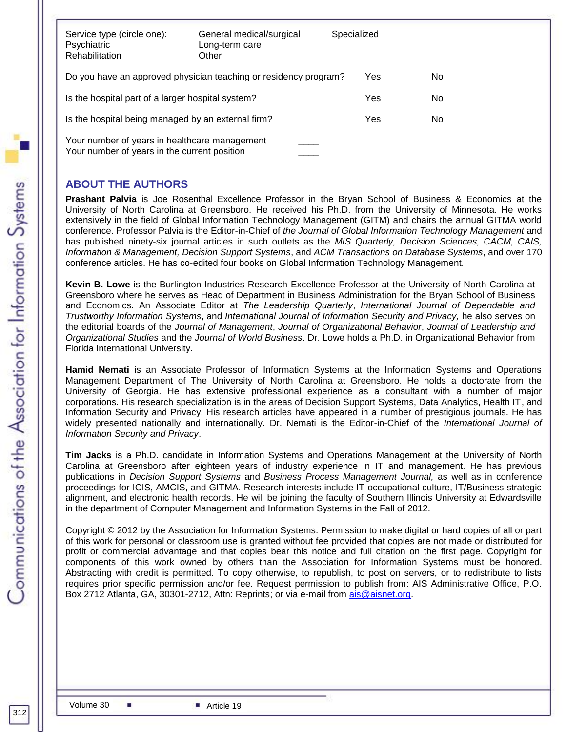Service type (circle one): General medical/surgical Specialized
Psychiatric Long-term care
Rehabilitation Other

Do you have an approved physician teaching or residency program? Yes No

Is the hospital part of a larger hospital system? Yes No

Is the hospital being managed by an external firm? Yes No

Your number of years in healthcare management ____
Your number of years in the current position ____

## ABOUT THE AUTHORS

**Prashant Palvia** is Joe Rosenthal Excellence Professor in the Bryan School of Business & Economics at the University of North Carolina at Greensboro. He received his Ph.D. from the University of Minnesota. He works extensively in the field of Global Information Technology Management (GITM) and chairs the annual GITMA world conference. Professor Palvia is the Editor-in-Chief of *the Journal of Global Information Technology Management* and has published ninety-six journal articles in such outlets as the *MIS Quarterly, Decision Sciences, CACM, CAIS, Information & Management, Decision Support Systems*, and *ACM Transactions on Database Systems*, and over 170 conference articles. He has co-edited four books on Global Information Technology Management.

**Kevin B. Lowe** is the Burlington Industries Research Excellence Professor at the University of North Carolina at Greensboro where he serves as Head of Department in Business Administration for the Bryan School of Business and Economics. An Associate Editor at *The Leadership Quarterly*, *International Journal of Dependable and Trustworthy Information Systems*, and *International Journal of Information Security and Privacy,* he also serves on the editorial boards of the *Journal of Management*, *Journal of Organizational Behavior*, *Journal of Leadership and Organizational Studies* and the *Journal of World Business*. Dr. Lowe holds a Ph.D. in Organizational Behavior from Florida International University.

**Hamid Nemati** is an Associate Professor of Information Systems at the Information Systems and Operations Management Department of The University of North Carolina at Greensboro. He holds a doctorate from the University of Georgia. He has extensive professional experience as a consultant with a number of major corporations. His research specialization is in the areas of Decision Support Systems, Data Analytics, Health IT, and Information Security and Privacy. His research articles have appeared in a number of prestigious journals. He has widely presented nationally and internationally. Dr. Nemati is the Editor-in-Chief of the *International Journal of Information Security and Privacy*.

**Tim Jacks** is a Ph.D. candidate in Information Systems and Operations Management at the University of North Carolina at Greensboro after eighteen years of industry experience in IT and management. He has previous publications in *Decision Support Systems* and *Business Process Management Journal,* as well as in conference proceedings for ICIS, AMCIS, and GITMA. Research interests include IT occupational culture, IT/Business strategic alignment, and electronic health records. He will be joining the faculty of Southern Illinois University at Edwardsville in the department of Computer Management and Information Systems in the Fall of 2012.

Copyright © 2012 by the Association for Information Systems. Permission to make digital or hard copies of all or part of this work for personal or classroom use is granted without fee provided that copies are not made or distributed for profit or commercial advantage and that copies bear this notice and full citation on the first page. Copyright for components of this work owned by others than the Association for Information Systems must be honored. Abstracting with credit is permitted. To copy otherwise, to republish, to post on servers, or to redistribute to lists requires prior specific permission and/or fee. Request permission to publish from: AIS Administrative Office, P.O. Box 2712 Atlanta, GA, 30301-2712, Attn: Reprints; or via e-mail from ais@aisnet.org.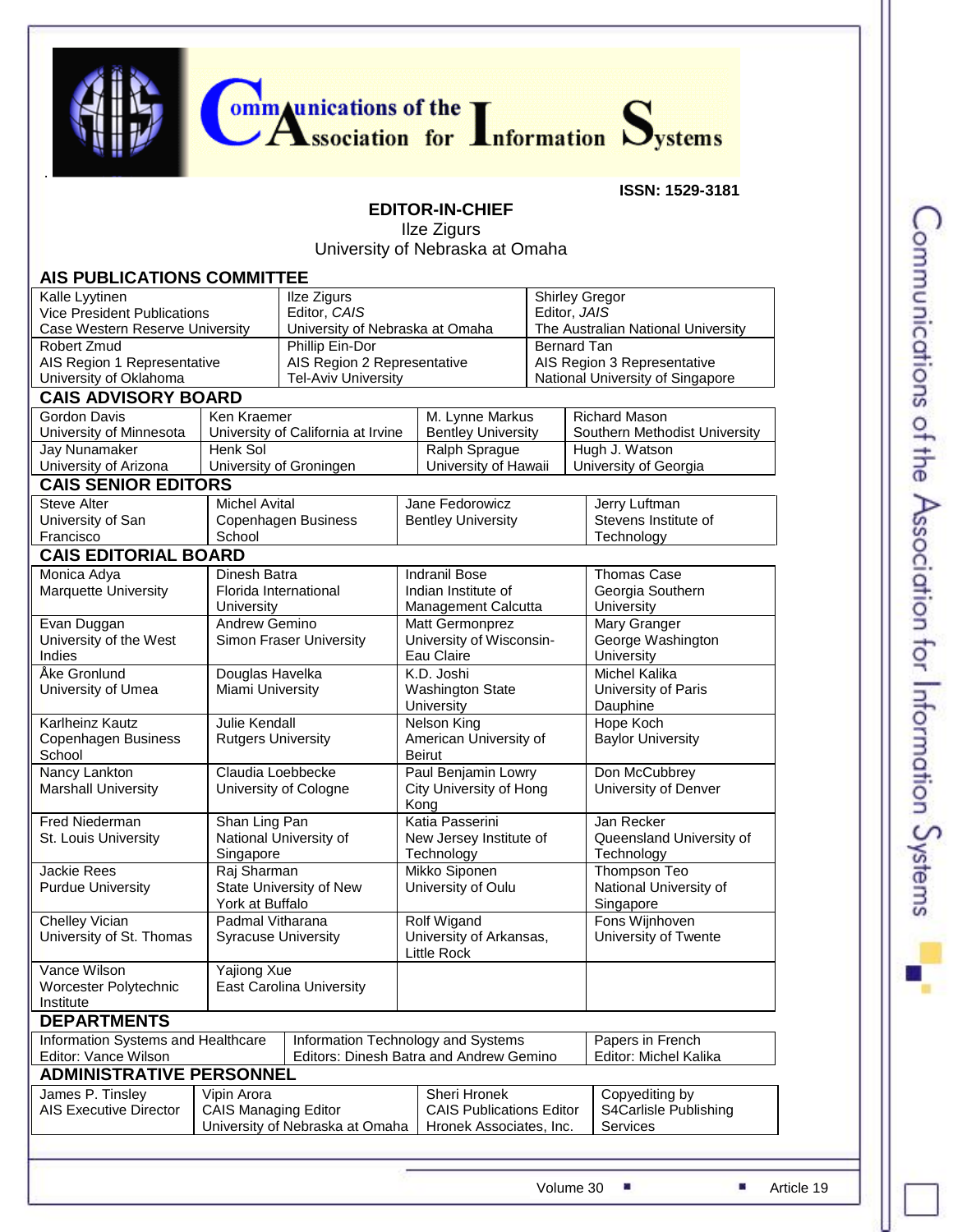# Communications of the Association for Information Systems

ISSN: 1529-3181

**EDITOR-IN-CHIEF**
Ilze Zigurs
University of Nebraska at Omaha

## AIS PUBLICATIONS COMMITTEE

| | | |
|---|---|---|
| Kalle Lyytinen<br>Vice President Publications<br>Case Western Reserve University | Ilze Zigurs<br>Editor, *CAIS*<br>University of Nebraska at Omaha | Shirley Gregor<br>Editor, *JAIS*<br>The Australian National University |
| Robert Zmud<br>AIS Region 1 Representative<br>University of Oklahoma | Phillip Ein-Dor<br>AIS Region 2 Representative<br>Tel-Aviv University | Bernard Tan<br>AIS Region 3 Representative<br>National University of Singapore |

## CAIS ADVISORY BOARD

| | | | |
|---|---|---|---|
| Gordon Davis<br>University of Minnesota | Ken Kraemer<br>University of California at Irvine | M. Lynne Markus<br>Bentley University | Richard Mason<br>Southern Methodist University |
| Jay Nunamaker<br>University of Arizona | Henk Sol<br>University of Groningen | Ralph Sprague<br>University of Hawaii | Hugh J. Watson<br>University of Georgia |

## CAIS SENIOR EDITORS

| | | | |
|---|---|---|---|
| Steve Alter<br>University of San Francisco | Michel Avital<br>Copenhagen Business School | Jane Fedorowicz<br>Bentley University | Jerry Luftman<br>Stevens Institute of Technology |

## CAIS EDITORIAL BOARD

| | | | |
|---|---|---|---|
| Monica Adya<br>Marquette University | Dinesh Batra<br>Florida International University | Indranil Bose<br>Indian Institute of Management Calcutta | Thomas Case<br>Georgia Southern University |
| Evan Duggan<br>University of the West Indies | Andrew Gemino<br>Simon Fraser University | Matt Germonprez<br>University of Wisconsin-Eau Claire | Mary Granger<br>George Washington University |
| Åke Gronlund<br>University of Umea | Douglas Havelka<br>Miami University | K.D. Joshi<br>Washington State University | Michel Kalika<br>University of Paris Dauphine |
| Karlheinz Kautz<br>Copenhagen Business School | Julie Kendall<br>Rutgers University | Nelson King<br>American University of Beirut | Hope Koch<br>Baylor University |
| Nancy Lankton<br>Marshall University | Claudia Loebbecke<br>University of Cologne | Paul Benjamin Lowry<br>City University of Hong Kong | Don McCubbrey<br>University of Denver |
| Fred Niederman<br>St. Louis University | Shan Ling Pan<br>National University of Singapore | Katia Passerini<br>New Jersey Institute of Technology | Jan Recker<br>Queensland University of Technology |
| Jackie Rees<br>Purdue University | Raj Sharman<br>State University of New York at Buffalo | Mikko Siponen<br>University of Oulu | Thompson Teo<br>National University of Singapore |
| Chelley Vician<br>University of St. Thomas | Padmal Vitharana<br>Syracuse University | Rolf Wigand<br>University of Arkansas, Little Rock | Fons Wijnhoven<br>University of Twente |
| Vance Wilson<br>Worcester Polytechnic Institute | Yajiong Xue<br>East Carolina University | | |

## DEPARTMENTS

| | | |
|---|---|---|
| Information Systems and Healthcare<br>Editor: Vance Wilson | Information Technology and Systems<br>Editors: Dinesh Batra and Andrew Gemino | Papers in French<br>Editor: Michel Kalika |

## ADMINISTRATIVE PERSONNEL

| | | | |
|---|---|---|---|
| James P. Tinsley<br>AIS Executive Director | Vipin Arora<br>CAIS Managing Editor<br>University of Nebraska at Omaha | Sheri Hronek<br>CAIS Publications Editor<br>Hronek Associates, Inc. | Copyediting by<br>S4Carlisle Publishing Services |